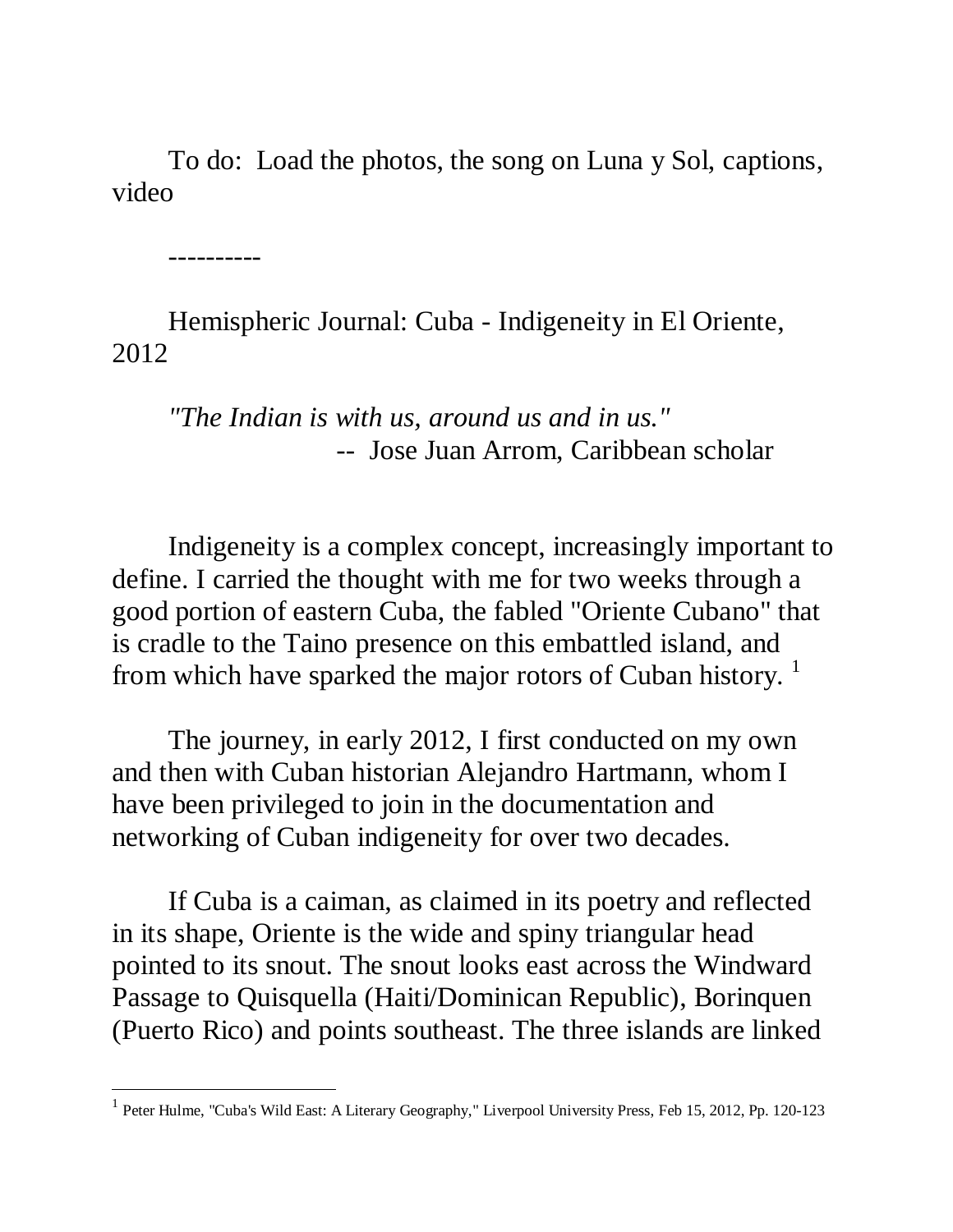To do: Load the photos, the song on Luna y Sol, captions, video

----------

Hemispheric Journal: Cuba - Indigeneity in El Oriente, 2012

*"The Indian is with us, around us and in us."*
-- Jose Juan Arrom, Caribbean scholar

Indigeneity is a complex concept, increasingly important to define. I carried the thought with me for two weeks through a good portion of eastern Cuba, the fabled "Oriente Cubano" that is cradle to the Taino presence on this embattled island, and from which have sparked the major rotors of Cuban history. [1]

The journey, in early 2012, I first conducted on my own and then with Cuban historian Alejandro Hartmann, whom I have been privileged to join in the documentation and networking of Cuban indigeneity for over two decades.

If Cuba is a caiman, as claimed in its poetry and reflected in its shape, Oriente is the wide and spiny triangular head pointed to its snout. The snout looks east across the Windward Passage to Quisquella (Haiti/Dominican Republic), Borinquen (Puerto Rico) and points southeast. The three islands are linked

---

[1] Peter Hulme, "Cuba's Wild East: A Literary Geography," Liverpool University Press, Feb 15, 2012, Pp. 120-123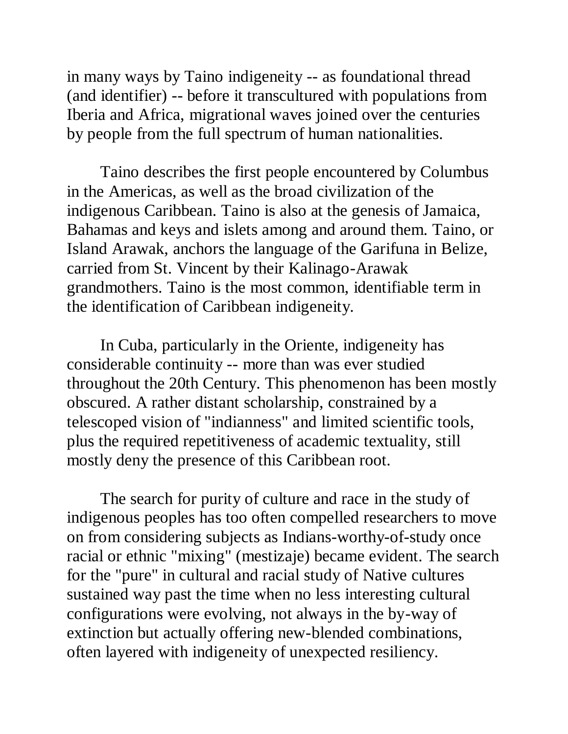in many ways by Taino indigeneity -- as foundational thread (and identifier) -- before it transcultured with populations from Iberia and Africa, migrational waves joined over the centuries by people from the full spectrum of human nationalities.

Taino describes the first people encountered by Columbus in the Americas, as well as the broad civilization of the indigenous Caribbean. Taino is also at the genesis of Jamaica, Bahamas and keys and islets among and around them. Taino, or Island Arawak, anchors the language of the Garifuna in Belize, carried from St. Vincent by their Kalinago-Arawak grandmothers. Taino is the most common, identifiable term in the identification of Caribbean indigeneity.

In Cuba, particularly in the Oriente, indigeneity has considerable continuity -- more than was ever studied throughout the 20th Century. This phenomenon has been mostly obscured. A rather distant scholarship, constrained by a telescoped vision of "indianness" and limited scientific tools, plus the required repetitiveness of academic textuality, still mostly deny the presence of this Caribbean root.

The search for purity of culture and race in the study of indigenous peoples has too often compelled researchers to move on from considering subjects as Indians-worthy-of-study once racial or ethnic "mixing" (mestizaje) became evident. The search for the "pure" in cultural and racial study of Native cultures sustained way past the time when no less interesting cultural configurations were evolving, not always in the by-way of extinction but actually offering new-blended combinations, often layered with indigeneity of unexpected resiliency.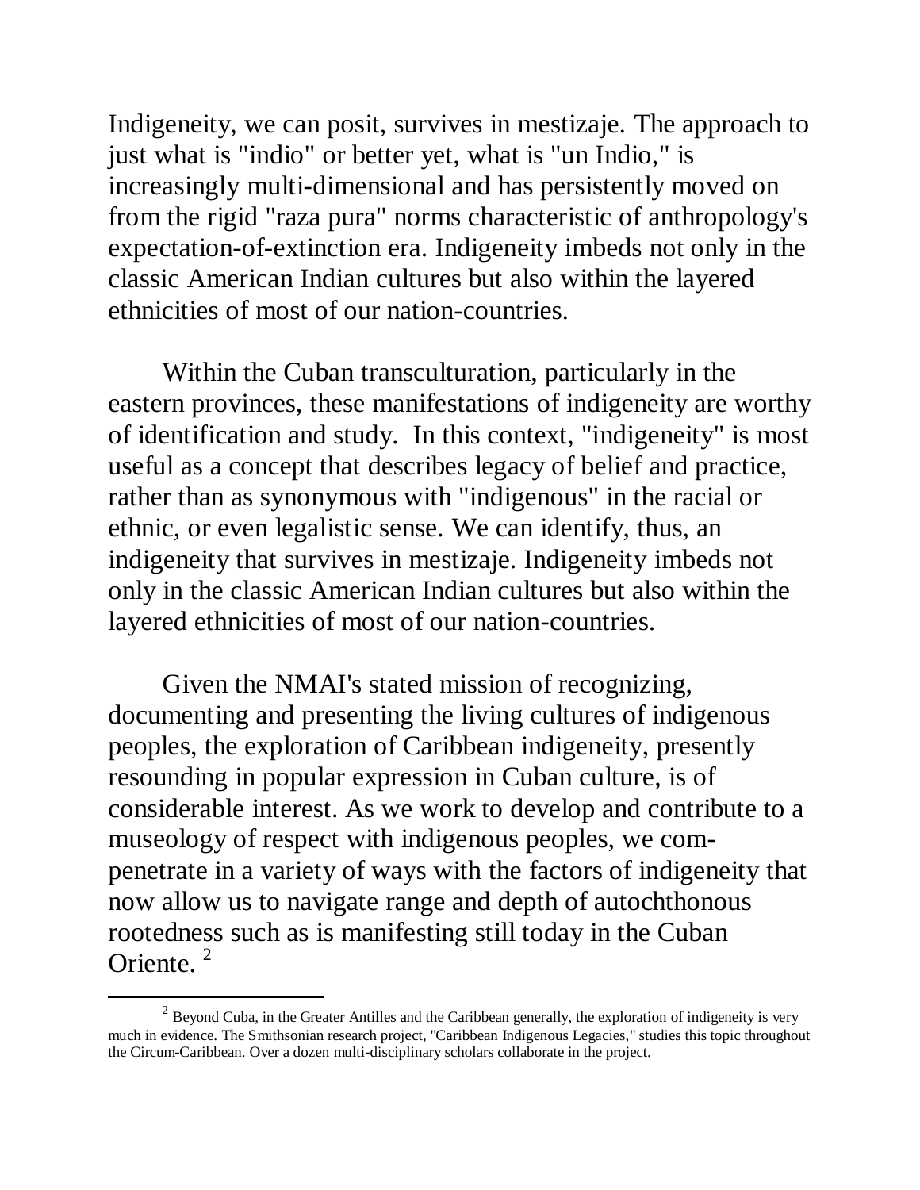Indigeneity, we can posit, survives in mestizaje. The approach to just what is "indio" or better yet, what is "un Indio," is increasingly multi-dimensional and has persistently moved on from the rigid "raza pura" norms characteristic of anthropology's expectation-of-extinction era. Indigeneity imbeds not only in the classic American Indian cultures but also within the layered ethnicities of most of our nation-countries.

Within the Cuban transculturation, particularly in the eastern provinces, these manifestations of indigeneity are worthy of identification and study. In this context, "indigeneity" is most useful as a concept that describes legacy of belief and practice, rather than as synonymous with "indigenous" in the racial or ethnic, or even legalistic sense. We can identify, thus, an indigeneity that survives in mestizaje. Indigeneity imbeds not only in the classic American Indian cultures but also within the layered ethnicities of most of our nation-countries.

Given the NMAI's stated mission of recognizing, documenting and presenting the living cultures of indigenous peoples, the exploration of Caribbean indigeneity, presently resounding in popular expression in Cuban culture, is of considerable interest. As we work to develop and contribute to a museology of respect with indigenous peoples, we com-penetrate in a variety of ways with the factors of indigeneity that now allow us to navigate range and depth of autochthonous rootedness such as is manifesting still today in the Cuban Oriente. [2]

[2] Beyond Cuba, in the Greater Antilles and the Caribbean generally, the exploration of indigeneity is very much in evidence. The Smithsonian research project, "Caribbean Indigenous Legacies," studies this topic throughout the Circum-Caribbean. Over a dozen multi-disciplinary scholars collaborate in the project.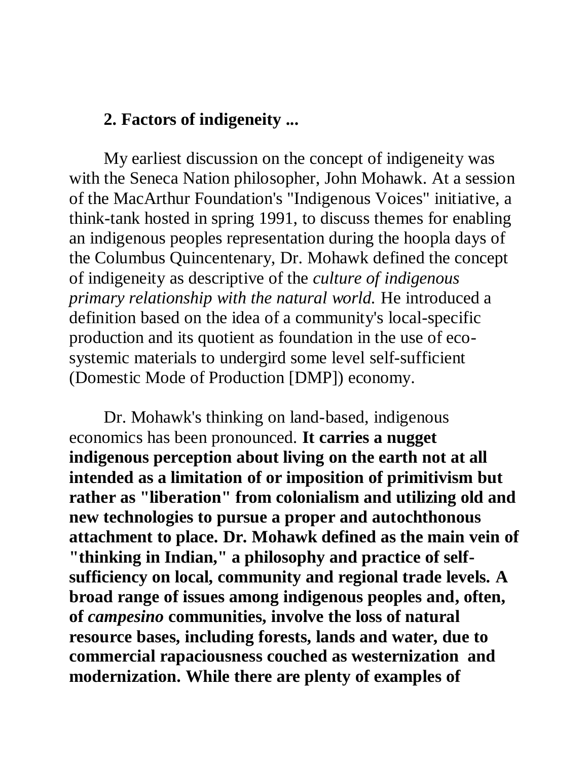## 2. Factors of indigeneity ...

My earliest discussion on the concept of indigeneity was with the Seneca Nation philosopher, John Mohawk. At a session of the MacArthur Foundation's "Indigenous Voices" initiative, a think-tank hosted in spring 1991, to discuss themes for enabling an indigenous peoples representation during the hoopla days of the Columbus Quincentenary, Dr. Mohawk defined the concept of indigeneity as descriptive of the *culture of indigenous primary relationship with the natural world.* He introduced a definition based on the idea of a community's local-specific production and its quotient as foundation in the use of eco-systemic materials to undergird some level self-sufficient (Domestic Mode of Production [DMP]) economy.

Dr. Mohawk's thinking on land-based, indigenous economics has been pronounced. **It carries a nugget indigenous perception about living on the earth not at all intended as a limitation of or imposition of primitivism but rather as "liberation" from colonialism and utilizing old and new technologies to pursue a proper and autochthonous attachment to place. Dr. Mohawk defined as the main vein of "thinking in Indian," a philosophy and practice of self-sufficiency on local, community and regional trade levels. A broad range of issues among indigenous peoples and, often, of *campesino* communities, involve the loss of natural resource bases, including forests, lands and water, due to commercial rapaciousness couched as westernization and modernization. While there are plenty of examples of**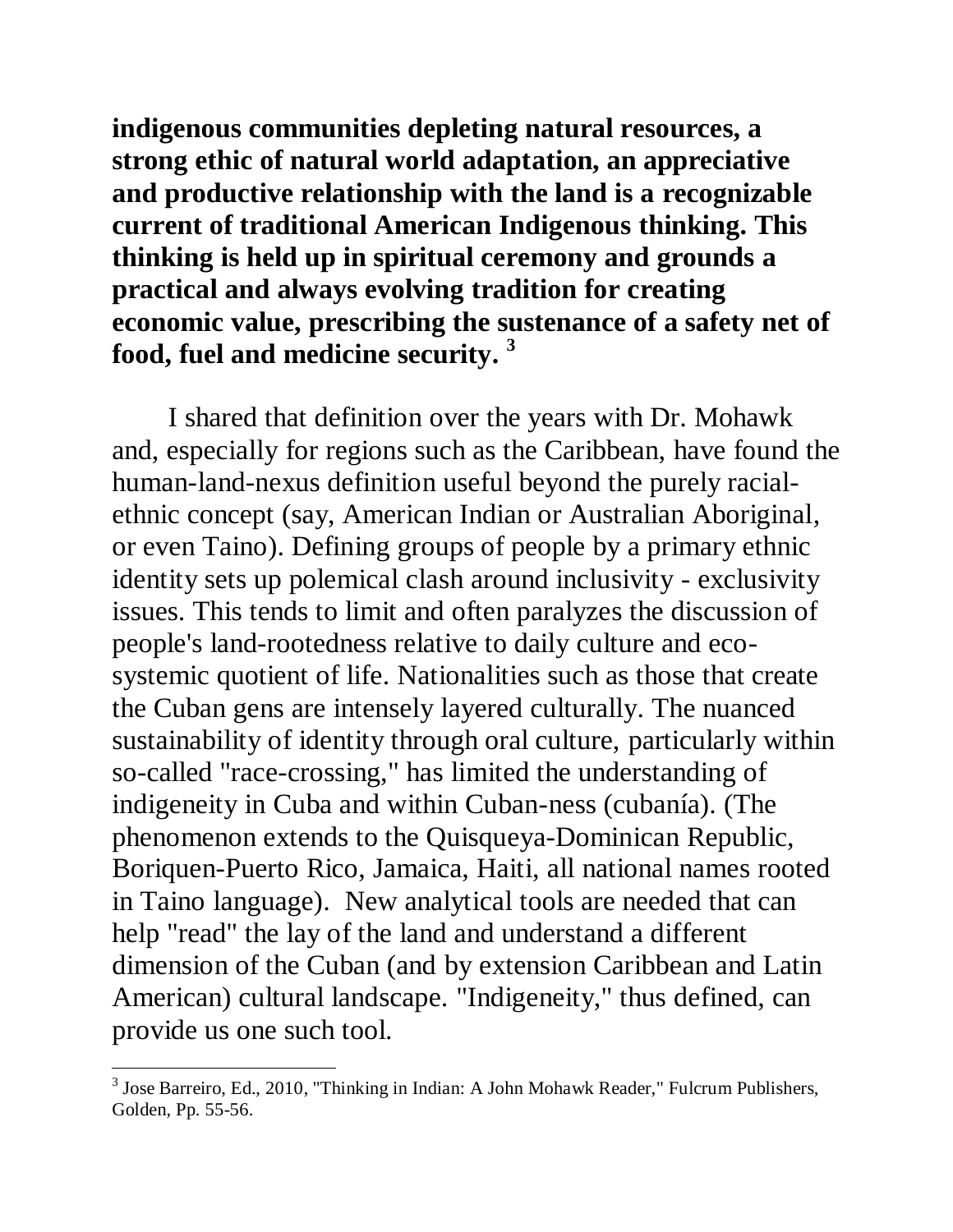**indigenous communities depleting natural resources, a strong ethic of natural world adaptation, an appreciative and productive relationship with the land is a recognizable current of traditional American Indigenous thinking. This thinking is held up in spiritual ceremony and grounds a practical and always evolving tradition for creating economic value, prescribing the sustenance of a safety net of food, fuel and medicine security.** [3]

I shared that definition over the years with Dr. Mohawk and, especially for regions such as the Caribbean, have found the human-land-nexus definition useful beyond the purely racial-ethnic concept (say, American Indian or Australian Aboriginal, or even Taino). Defining groups of people by a primary ethnic identity sets up polemical clash around inclusivity - exclusivity issues. This tends to limit and often paralyzes the discussion of people's land-rootedness relative to daily culture and eco-systemic quotient of life. Nationalities such as those that create the Cuban gens are intensely layered culturally. The nuanced sustainability of identity through oral culture, particularly within so-called "race-crossing," has limited the understanding of indigeneity in Cuba and within Cuban-ness (cubanía). (The phenomenon extends to the Quisqueya-Dominican Republic, Boriquen-Puerto Rico, Jamaica, Haiti, all national names rooted in Taino language). New analytical tools are needed that can help "read" the lay of the land and understand a different dimension of the Cuban (and by extension Caribbean and Latin American) cultural landscape. "Indigeneity," thus defined, can provide us one such tool.

---

[3] Jose Barreiro, Ed., 2010, "Thinking in Indian: A John Mohawk Reader," Fulcrum Publishers, Golden, Pp. 55-56.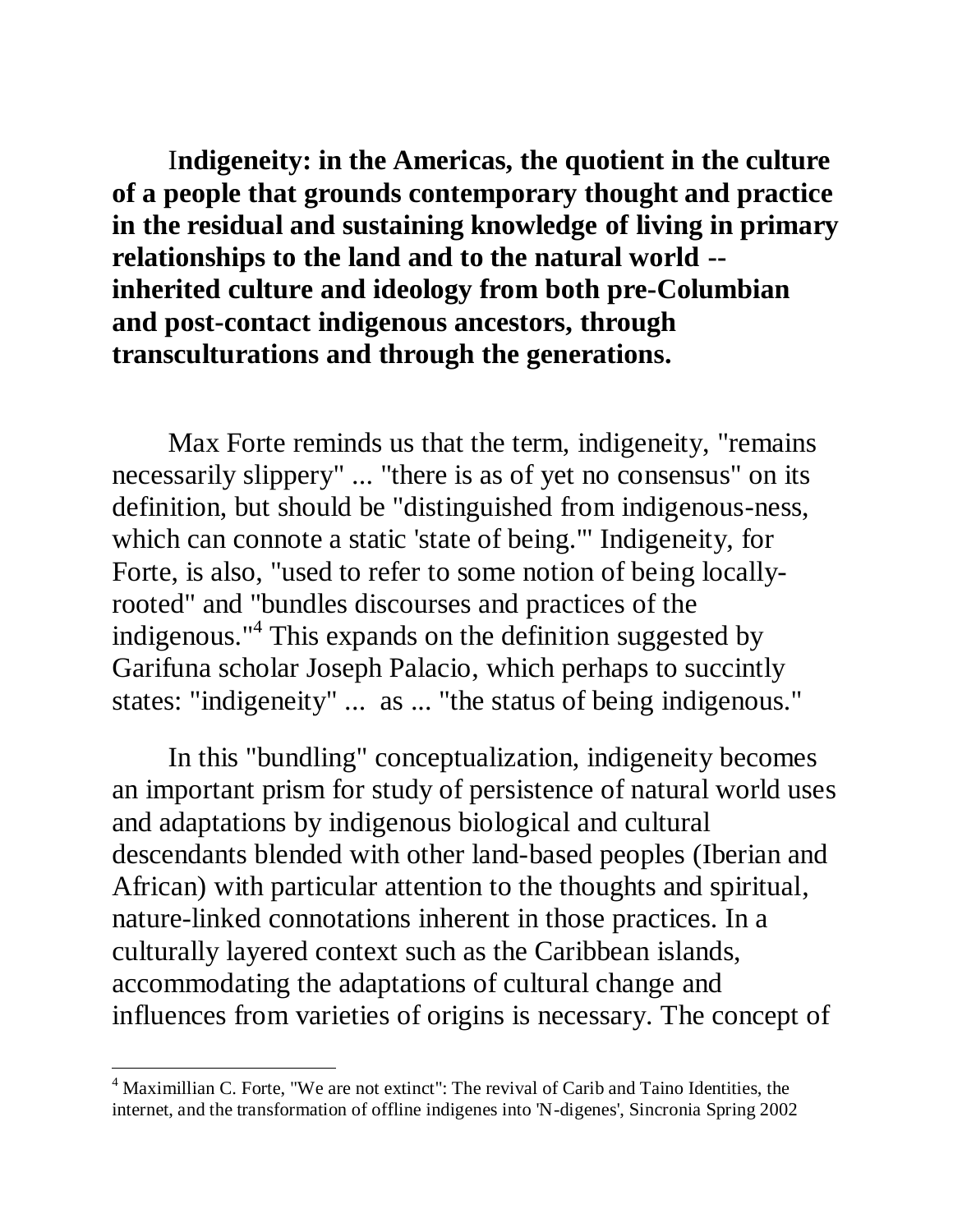**Indigeneity: in the Americas, the quotient in the culture of a people that grounds contemporary thought and practice in the residual and sustaining knowledge of living in primary relationships to the land and to the natural world -- inherited culture and ideology from both pre-Columbian and post-contact indigenous ancestors, through transculturations and through the generations.**

Max Forte reminds us that the term, indigeneity, "remains necessarily slippery" ... "there is as of yet no consensus" on its definition, but should be "distinguished from indigenous-ness, which can connote a static 'state of being.'" Indigeneity, for Forte, is also, "used to refer to some notion of being locally-rooted" and "bundles discourses and practices of the indigenous."[4] This expands on the definition suggested by Garifuna scholar Joseph Palacio, which perhaps to succintly states: "indigeneity" ... as ... "the status of being indigenous."

In this "bundling" conceptualization, indigeneity becomes an important prism for study of persistence of natural world uses and adaptations by indigenous biological and cultural descendants blended with other land-based peoples (Iberian and African) with particular attention to the thoughts and spiritual, nature-linked connotations inherent in those practices. In a culturally layered context such as the Caribbean islands, accommodating the adaptations of cultural change and influences from varieties of origins is necessary. The concept of

---

[4] Maximillian C. Forte, "We are not extinct": The revival of Carib and Taino Identities, the internet, and the transformation of offline indigenes into 'N-digenes', Sincronia Spring 2002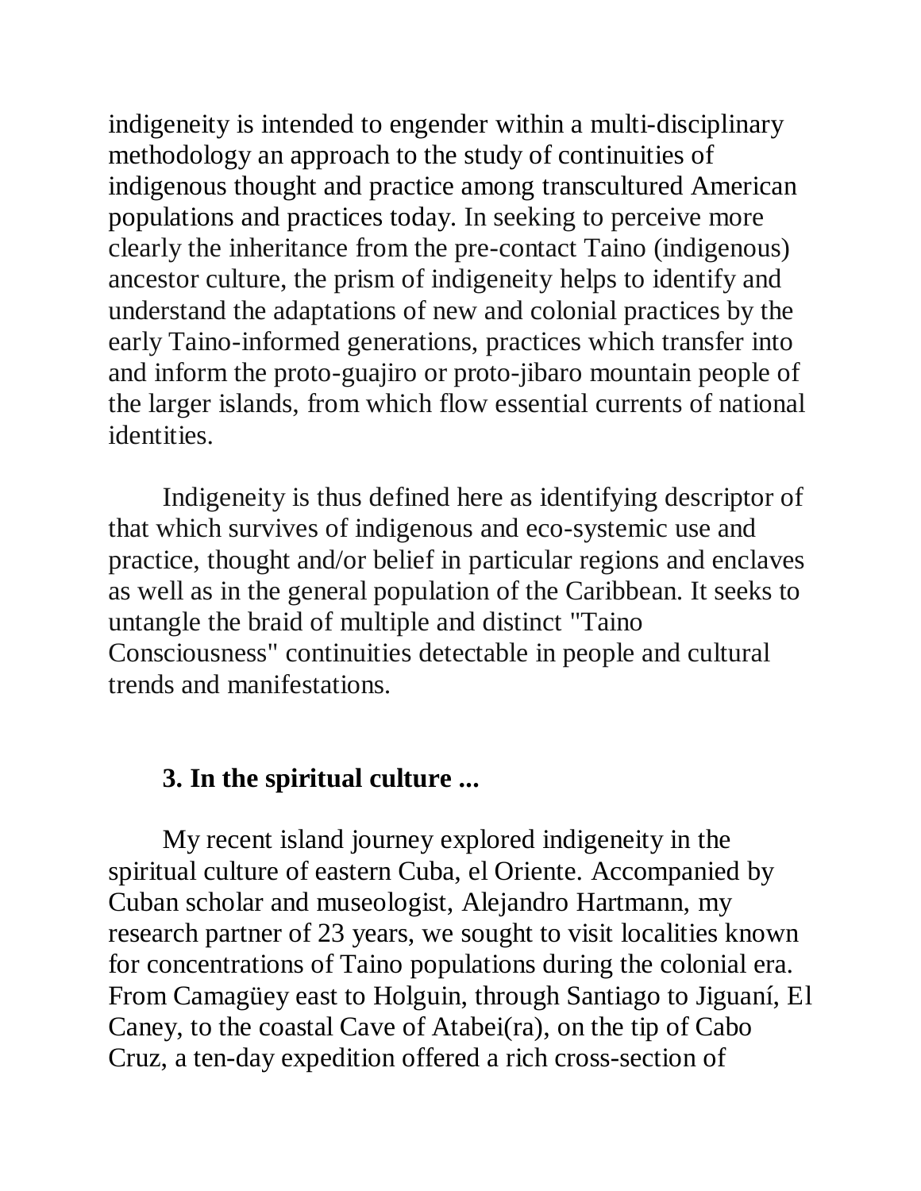indigeneity is intended to engender within a multi-disciplinary methodology an approach to the study of continuities of indigenous thought and practice among transcultured American populations and practices today. In seeking to perceive more clearly the inheritance from the pre-contact Taino (indigenous) ancestor culture, the prism of indigeneity helps to identify and understand the adaptations of new and colonial practices by the early Taino-informed generations, practices which transfer into and inform the proto-guajiro or proto-jibaro mountain people of the larger islands, from which flow essential currents of national identities.

Indigeneity is thus defined here as identifying descriptor of that which survives of indigenous and eco-systemic use and practice, thought and/or belief in particular regions and enclaves as well as in the general population of the Caribbean. It seeks to untangle the braid of multiple and distinct "Taino Consciousness" continuities detectable in people and cultural trends and manifestations.

### 3. In the spiritual culture ...

My recent island journey explored indigeneity in the spiritual culture of eastern Cuba, el Oriente. Accompanied by Cuban scholar and museologist, Alejandro Hartmann, my research partner of 23 years, we sought to visit localities known for concentrations of Taino populations during the colonial era. From Camagüey east to Holguin, through Santiago to Jiguaní, El Caney, to the coastal Cave of Atabei(ra), on the tip of Cabo Cruz, a ten-day expedition offered a rich cross-section of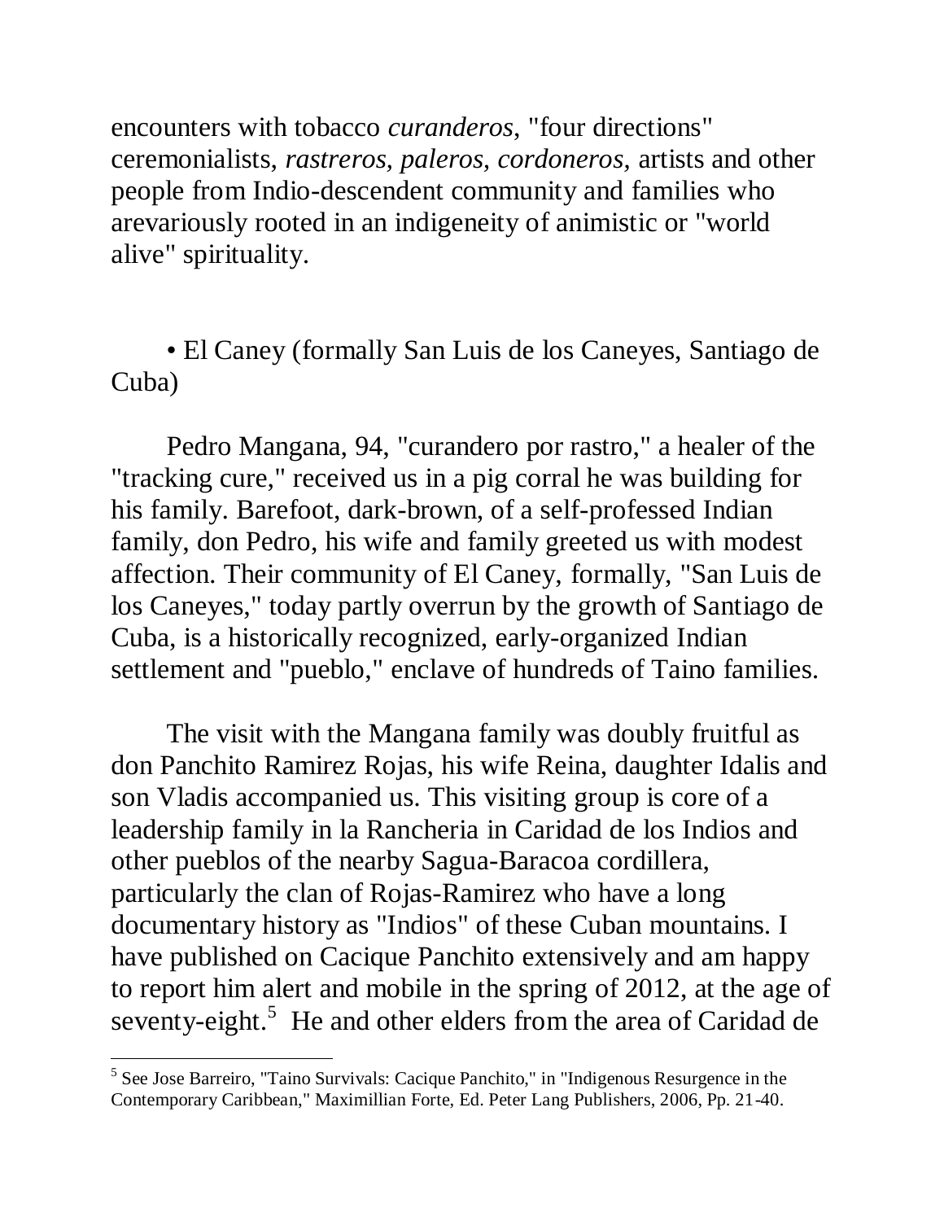encounters with tobacco *curanderos*, "four directions" ceremonialists, *rastreros, paleros, cordoneros,* artists and other people from Indio-descendent community and families who arevariously rooted in an indigeneity of animistic or "world alive" spirituality.

• El Caney (formally San Luis de los Caneyes, Santiago de Cuba)

Pedro Mangana, 94, "curandero por rastro," a healer of the "tracking cure," received us in a pig corral he was building for his family. Barefoot, dark-brown, of a self-professed Indian family, don Pedro, his wife and family greeted us with modest affection. Their community of El Caney, formally, "San Luis de los Caneyes," today partly overrun by the growth of Santiago de Cuba, is a historically recognized, early-organized Indian settlement and "pueblo," enclave of hundreds of Taino families.

The visit with the Mangana family was doubly fruitful as don Panchito Ramirez Rojas, his wife Reina, daughter Idalis and son Vladis accompanied us. This visiting group is core of a leadership family in la Rancheria in Caridad de los Indios and other pueblos of the nearby Sagua-Baracoa cordillera, particularly the clan of Rojas-Ramirez who have a long documentary history as "Indios" of these Cuban mountains. I have published on Cacique Panchito extensively and am happy to report him alert and mobile in the spring of 2012, at the age of seventy-eight.[5] He and other elders from the area of Caridad de

[5] See Jose Barreiro, "Taino Survivals: Cacique Panchito," in "Indigenous Resurgence in the Contemporary Caribbean," Maximillian Forte, Ed. Peter Lang Publishers, 2006, Pp. 21-40.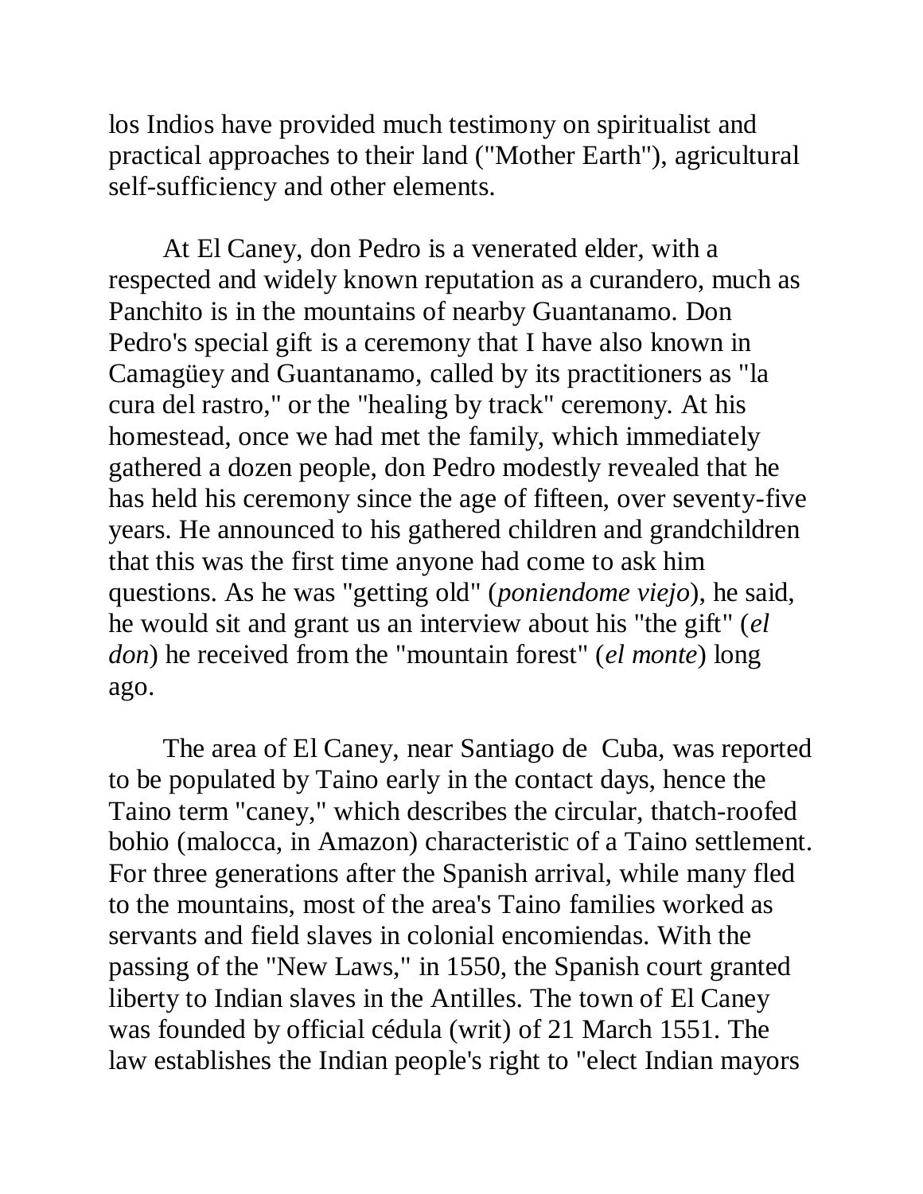los Indios have provided much testimony on spiritualist and practical approaches to their land ("Mother Earth"), agricultural self-sufficiency and other elements.

At El Caney, don Pedro is a venerated elder, with a respected and widely known reputation as a curandero, much as Panchito is in the mountains of nearby Guantanamo. Don Pedro's special gift is a ceremony that I have also known in Camagüey and Guantanamo, called by its practitioners as "la cura del rastro," or the "healing by track" ceremony. At his homestead, once we had met the family, which immediately gathered a dozen people, don Pedro modestly revealed that he has held his ceremony since the age of fifteen, over seventy-five years. He announced to his gathered children and grandchildren that this was the first time anyone had come to ask him questions. As he was "getting old" (*poniendome viejo*), he said, he would sit and grant us an interview about his "the gift" (*el don*) he received from the "mountain forest" (*el monte*) long ago.

The area of El Caney, near Santiago de Cuba, was reported to be populated by Taino early in the contact days, hence the Taino term "caney," which describes the circular, thatch-roofed bohio (malocca, in Amazon) characteristic of a Taino settlement. For three generations after the Spanish arrival, while many fled to the mountains, most of the area's Taino families worked as servants and field slaves in colonial encomiendas. With the passing of the "New Laws," in 1550, the Spanish court granted liberty to Indian slaves in the Antilles. The town of El Caney was founded by official cédula (writ) of 21 March 1551. The law establishes the Indian people's right to "elect Indian mayors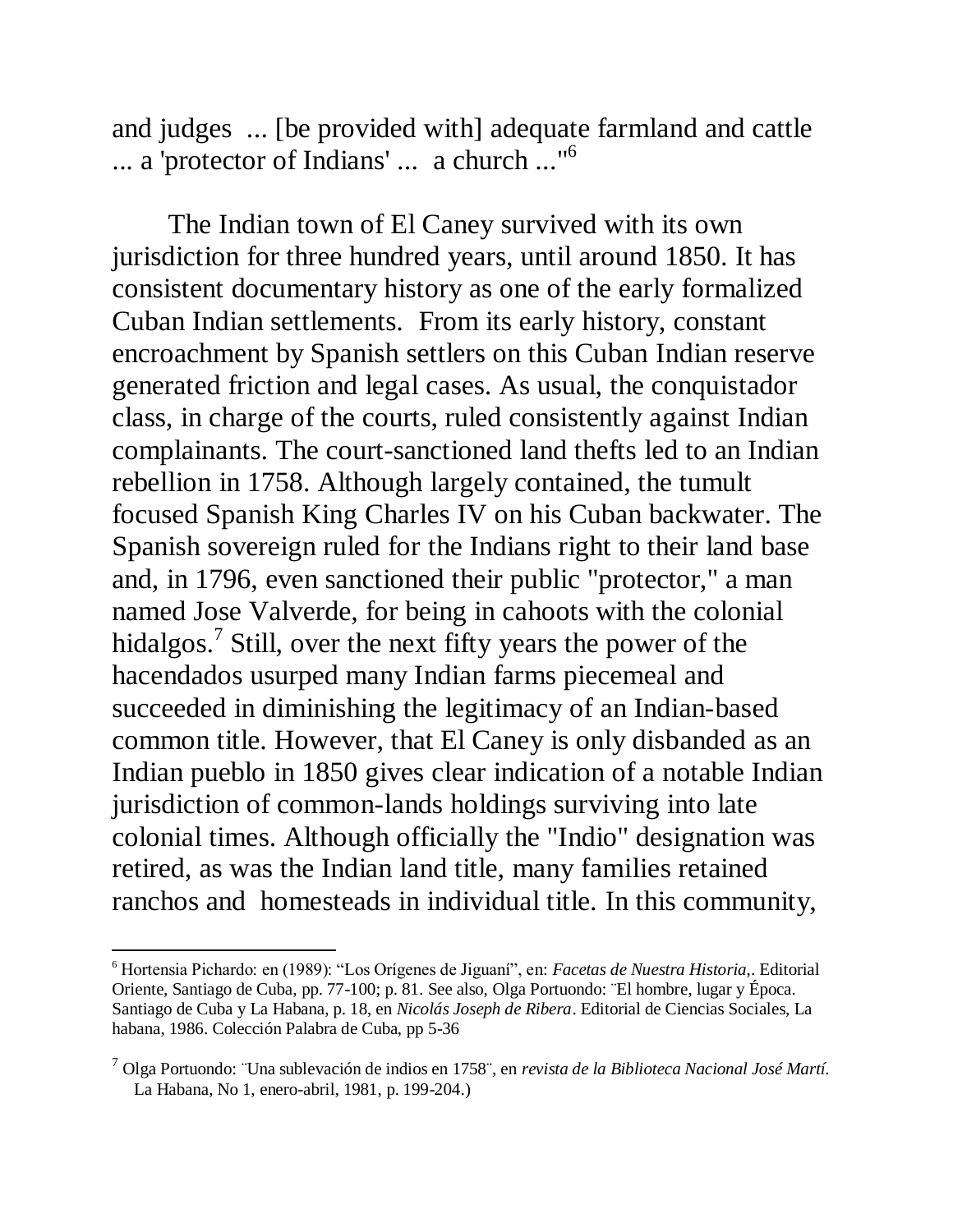and judges ... [be provided with] adequate farmland and cattle ... a 'protector of Indians' ... a church ..."[6]

The Indian town of El Caney survived with its own jurisdiction for three hundred years, until around 1850. It has consistent documentary history as one of the early formalized Cuban Indian settlements. From its early history, constant encroachment by Spanish settlers on this Cuban Indian reserve generated friction and legal cases. As usual, the conquistador class, in charge of the courts, ruled consistently against Indian complainants. The court-sanctioned land thefts led to an Indian rebellion in 1758. Although largely contained, the tumult focused Spanish King Charles IV on his Cuban backwater. The Spanish sovereign ruled for the Indians right to their land base and, in 1796, even sanctioned their public "protector," a man named Jose Valverde, for being in cahoots with the colonial hidalgos.[7] Still, over the next fifty years the power of the hacendados usurped many Indian farms piecemeal and succeeded in diminishing the legitimacy of an Indian-based common title. However, that El Caney is only disbanded as an Indian pueblo in 1850 gives clear indication of a notable Indian jurisdiction of common-lands holdings surviving into late colonial times. Although officially the "Indio" designation was retired, as was the Indian land title, many families retained ranchos and homesteads in individual title. In this community,

---

[6] Hortensia Pichardo: en (1989): “Los Orígenes de Jiguaní”, en: *Facetas de Nuestra Historia*,. Editorial Oriente, Santiago de Cuba, pp. 77-100; p. 81. See also, Olga Portuondo: ¨El hombre, lugar y Época. Santiago de Cuba y La Habana, p. 18, en *Nicolás Joseph de Ribera*. Editorial de Ciencias Sociales, La habana, 1986. Colección Palabra de Cuba, pp 5-36

[7] Olga Portuondo: ¨Una sublevación de indios en 1758¨, en *revista de la Biblioteca Nacional José Martí.* La Habana, No 1, enero-abril, 1981, p. 199-204.)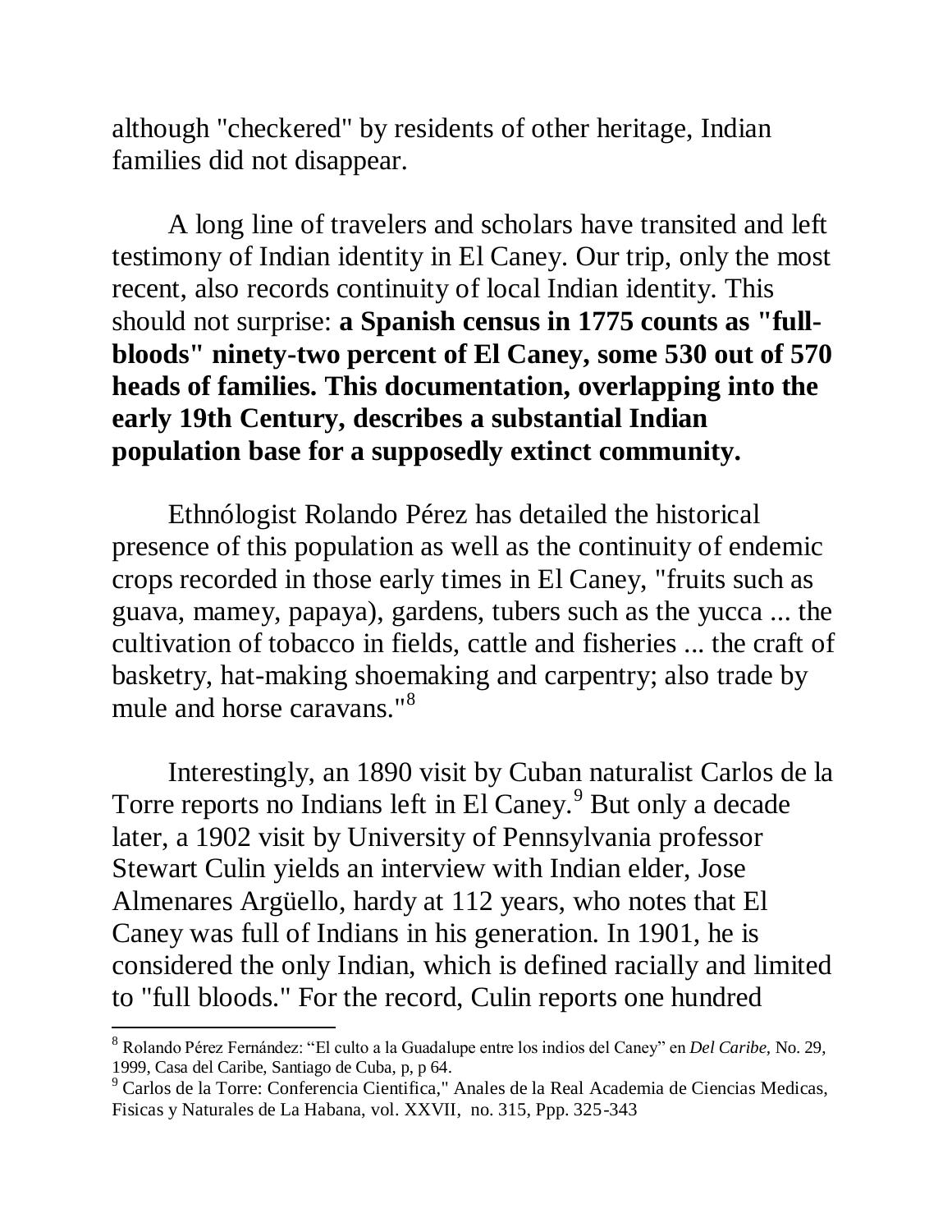although "checkered" by residents of other heritage, Indian families did not disappear.

A long line of travelers and scholars have transited and left testimony of Indian identity in El Caney. Our trip, only the most recent, also records continuity of local Indian identity. This should not surprise: **a Spanish census in 1775 counts as "full-bloods" ninety-two percent of El Caney, some 530 out of 570 heads of families. This documentation, overlapping into the early 19th Century, describes a substantial Indian population base for a supposedly extinct community.**

Ethnólogist Rolando Pérez has detailed the historical presence of this population as well as the continuity of endemic crops recorded in those early times in El Caney, "fruits such as guava, mamey, papaya), gardens, tubers such as the yucca ... the cultivation of tobacco in fields, cattle and fisheries ... the craft of basketry, hat-making shoemaking and carpentry; also trade by mule and horse caravans."[8]

Interestingly, an 1890 visit by Cuban naturalist Carlos de la Torre reports no Indians left in El Caney.[9] But only a decade later, a 1902 visit by University of Pennsylvania professor Stewart Culin yields an interview with Indian elder, Jose Almenares Argüello, hardy at 112 years, who notes that El Caney was full of Indians in his generation. In 1901, he is considered the only Indian, which is defined racially and limited to "full bloods." For the record, Culin reports one hundred

---

[8] Rolando Pérez Fernández: "El culto a la Guadalupe entre los indios del Caney" en *Del Caribe*, No. 29, 1999, Casa del Caribe, Santiago de Cuba, p, p 64.

[9] Carlos de la Torre: Conferencia Cientifica," Anales de la Real Academia de Ciencias Medicas, Fisicas y Naturales de La Habana, vol. XXVII, no. 315, Ppp. 325-343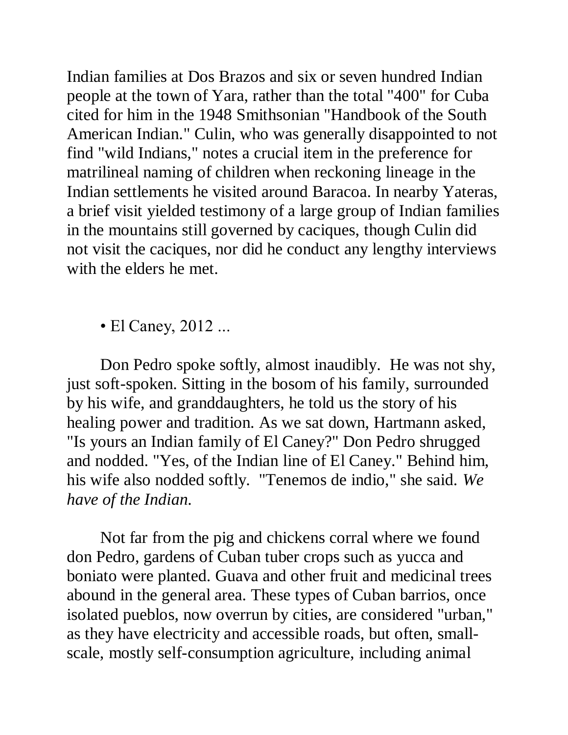Indian families at Dos Brazos and six or seven hundred Indian people at the town of Yara, rather than the total "400" for Cuba cited for him in the 1948 Smithsonian "Handbook of the South American Indian." Culin, who was generally disappointed to not find "wild Indians," notes a crucial item in the preference for matrilineal naming of children when reckoning lineage in the Indian settlements he visited around Baracoa. In nearby Yateras, a brief visit yielded testimony of a large group of Indian families in the mountains still governed by caciques, though Culin did not visit the caciques, nor did he conduct any lengthy interviews with the elders he met.

• El Caney, 2012 ...

Don Pedro spoke softly, almost inaudibly. He was not shy, just soft-spoken. Sitting in the bosom of his family, surrounded by his wife, and granddaughters, he told us the story of his healing power and tradition. As we sat down, Hartmann asked, "Is yours an Indian family of El Caney?" Don Pedro shrugged and nodded. "Yes, of the Indian line of El Caney." Behind him, his wife also nodded softly. "Tenemos de indio," she said. *We have of the Indian.*

Not far from the pig and chickens corral where we found don Pedro, gardens of Cuban tuber crops such as yucca and boniato were planted. Guava and other fruit and medicinal trees abound in the general area. These types of Cuban barrios, once isolated pueblos, now overrun by cities, are considered "urban," as they have electricity and accessible roads, but often, small-scale, mostly self-consumption agriculture, including animal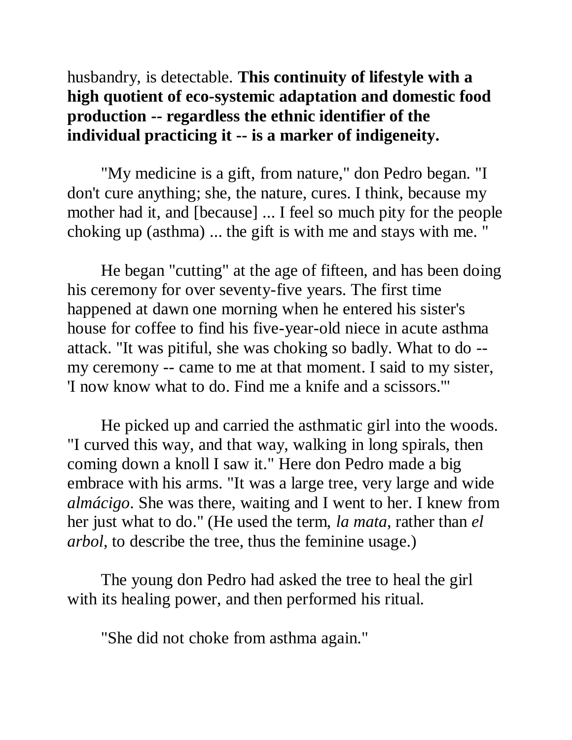husbandry, is detectable. **This continuity of lifestyle with a high quotient of eco-systemic adaptation and domestic food production -- regardless the ethnic identifier of the individual practicing it -- is a marker of indigeneity.**

"My medicine is a gift, from nature," don Pedro began. "I don't cure anything; she, the nature, cures. I think, because my mother had it, and [because] ... I feel so much pity for the people choking up (asthma) ... the gift is with me and stays with me. "

He began "cutting" at the age of fifteen, and has been doing his ceremony for over seventy-five years. The first time happened at dawn one morning when he entered his sister's house for coffee to find his five-year-old niece in acute asthma attack. "It was pitiful, she was choking so badly. What to do -- my ceremony -- came to me at that moment. I said to my sister, 'I now know what to do. Find me a knife and a scissors.'"

He picked up and carried the asthmatic girl into the woods. "I curved this way, and that way, walking in long spirals, then coming down a knoll I saw it." Here don Pedro made a big embrace with his arms. "It was a large tree, very large and wide *almácigo*. She was there, waiting and I went to her. I knew from her just what to do." (He used the term, *la mata*, rather than *el arbol*, to describe the tree, thus the feminine usage.)

The young don Pedro had asked the tree to heal the girl with its healing power, and then performed his ritual.

"She did not choke from asthma again."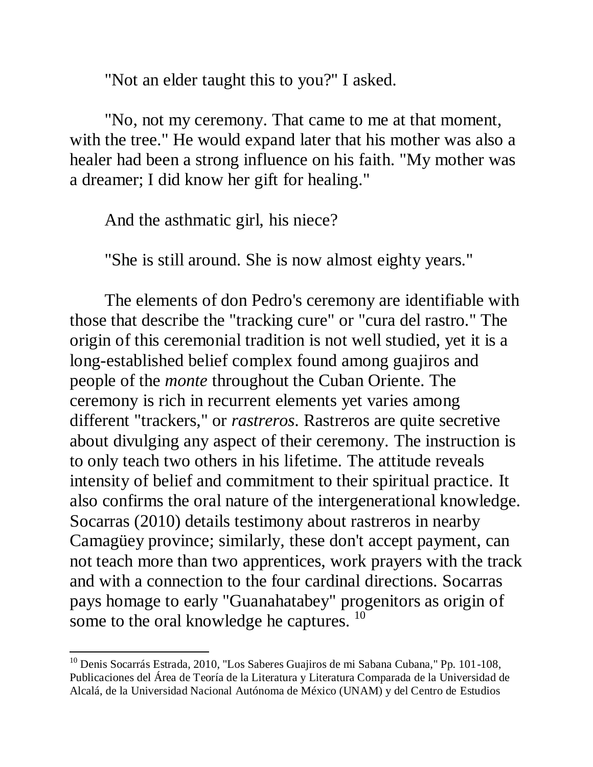"Not an elder taught this to you?" I asked.

"No, not my ceremony. That came to me at that moment, with the tree." He would expand later that his mother was also a healer had been a strong influence on his faith. "My mother was a dreamer; I did know her gift for healing."

And the asthmatic girl, his niece?

"She is still around. She is now almost eighty years."

The elements of don Pedro's ceremony are identifiable with those that describe the "tracking cure" or "cura del rastro." The origin of this ceremonial tradition is not well studied, yet it is a long-established belief complex found among guajiros and people of the *monte* throughout the Cuban Oriente. The ceremony is rich in recurrent elements yet varies among different "trackers," or *rastreros*. Rastreros are quite secretive about divulging any aspect of their ceremony. The instruction is to only teach two others in his lifetime. The attitude reveals intensity of belief and commitment to their spiritual practice. It also confirms the oral nature of the intergenerational knowledge. Socarras (2010) details testimony about rastreros in nearby Camagüey province; similarly, these don't accept payment, can not teach more than two apprentices, work prayers with the track and with a connection to the four cardinal directions. Socarras pays homage to early "Guanahatabey" progenitors as origin of some to the oral knowledge he captures. [10]

---

[10] Denis Socarrás Estrada, 2010, "Los Saberes Guajiros de mi Sabana Cubana," Pp. 101-108, Publicaciones del Área de Teoría de la Literatura y Literatura Comparada de la Universidad de Alcalá, de la Universidad Nacional Autónoma de México (UNAM) y del Centro de Estudios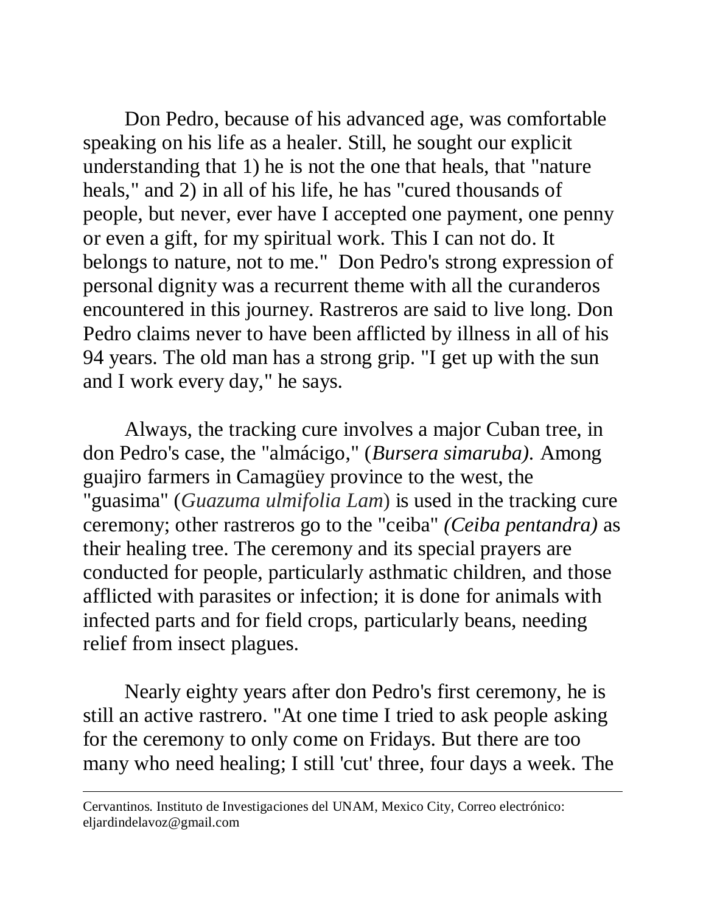Don Pedro, because of his advanced age, was comfortable speaking on his life as a healer. Still, he sought our explicit understanding that 1) he is not the one that heals, that "nature heals," and 2) in all of his life, he has "cured thousands of people, but never, ever have I accepted one payment, one penny or even a gift, for my spiritual work. This I can not do. It belongs to nature, not to me." Don Pedro's strong expression of personal dignity was a recurrent theme with all the curanderos encountered in this journey. Rastreros are said to live long. Don Pedro claims never to have been afflicted by illness in all of his 94 years. The old man has a strong grip. "I get up with the sun and I work every day," he says.

Always, the tracking cure involves a major Cuban tree, in don Pedro's case, the "almácigo," (*Bursera simaruba).* Among guajiro farmers in Camagüey province to the west, the "guasima" (*Guazuma ulmifolia Lam*) is used in the tracking cure ceremony; other rastreros go to the "ceiba" *(Ceiba pentandra)* as their healing tree. The ceremony and its special prayers are conducted for people, particularly asthmatic children, and those afflicted with parasites or infection; it is done for animals with infected parts and for field crops, particularly beans, needing relief from insect plagues.

Nearly eighty years after don Pedro's first ceremony, he is still an active rastrero. "At one time I tried to ask people asking for the ceremony to only come on Fridays. But there are too many who need healing; I still 'cut' three, four days a week. The

---

Cervantinos. Instituto de Investigaciones del UNAM, Mexico City, Correo electrónico: eljardindelavoz@gmail.com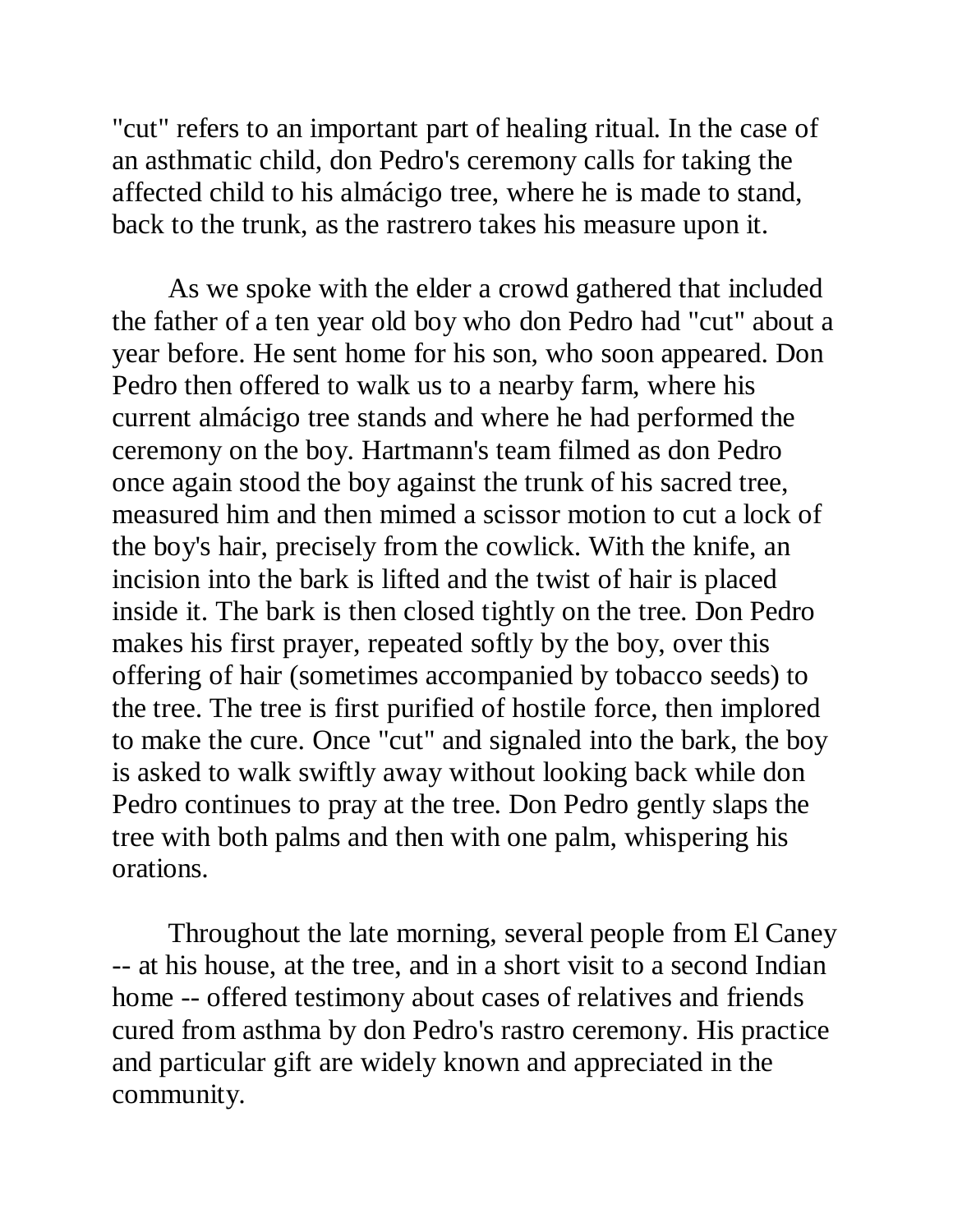"cut" refers to an important part of healing ritual. In the case of an asthmatic child, don Pedro's ceremony calls for taking the affected child to his almácigo tree, where he is made to stand, back to the trunk, as the rastrero takes his measure upon it.

As we spoke with the elder a crowd gathered that included the father of a ten year old boy who don Pedro had "cut" about a year before. He sent home for his son, who soon appeared. Don Pedro then offered to walk us to a nearby farm, where his current almácigo tree stands and where he had performed the ceremony on the boy. Hartmann's team filmed as don Pedro once again stood the boy against the trunk of his sacred tree, measured him and then mimed a scissor motion to cut a lock of the boy's hair, precisely from the cowlick. With the knife, an incision into the bark is lifted and the twist of hair is placed inside it. The bark is then closed tightly on the tree. Don Pedro makes his first prayer, repeated softly by the boy, over this offering of hair (sometimes accompanied by tobacco seeds) to the tree. The tree is first purified of hostile force, then implored to make the cure. Once "cut" and signaled into the bark, the boy is asked to walk swiftly away without looking back while don Pedro continues to pray at the tree. Don Pedro gently slaps the tree with both palms and then with one palm, whispering his orations.

Throughout the late morning, several people from El Caney -- at his house, at the tree, and in a short visit to a second Indian home -- offered testimony about cases of relatives and friends cured from asthma by don Pedro's rastro ceremony. His practice and particular gift are widely known and appreciated in the community.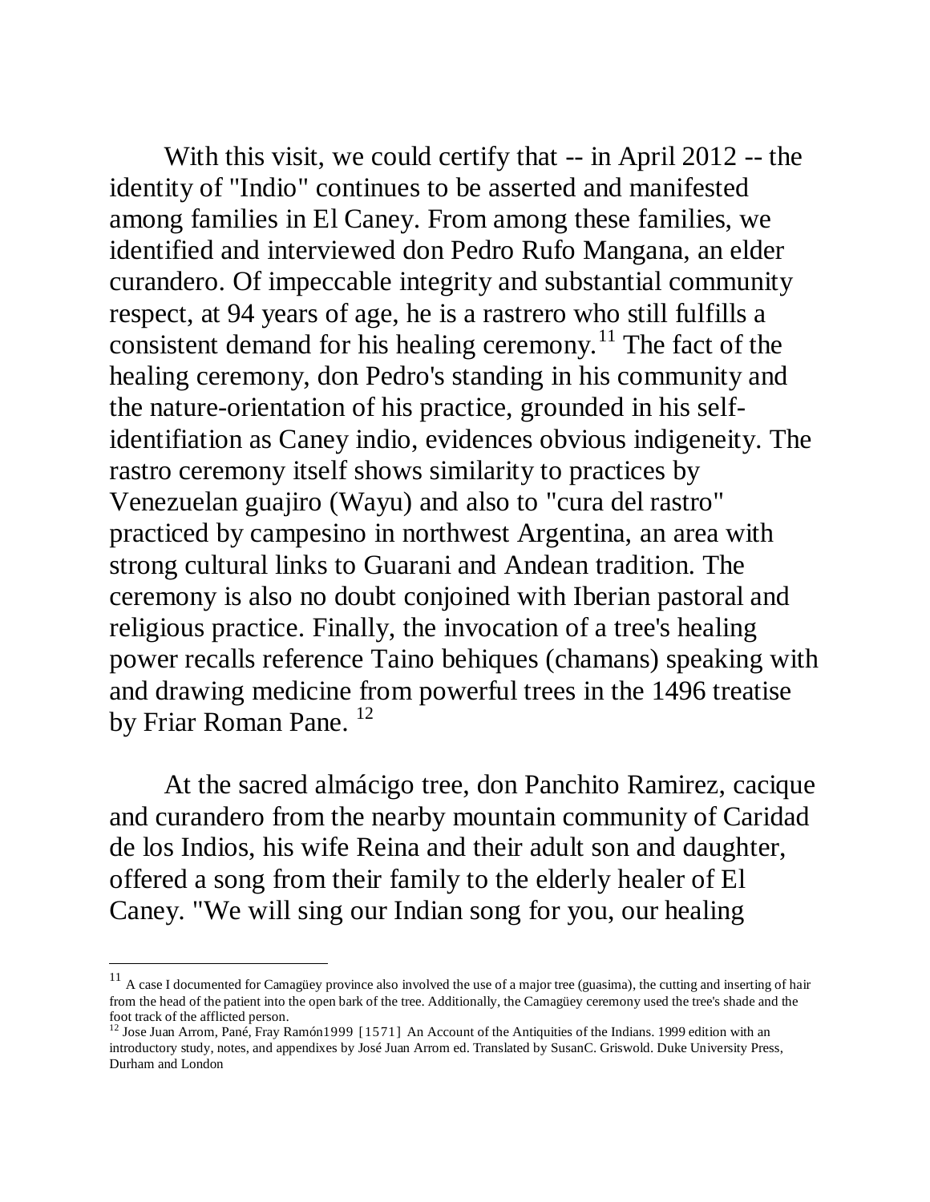With this visit, we could certify that -- in April 2012 -- the identity of "Indio" continues to be asserted and manifested among families in El Caney. From among these families, we identified and interviewed don Pedro Rufo Mangana, an elder curandero. Of impeccable integrity and substantial community respect, at 94 years of age, he is a rastrero who still fulfills a consistent demand for his healing ceremony.[11] The fact of the healing ceremony, don Pedro's standing in his community and the nature-orientation of his practice, grounded in his self-identifiation as Caney indio, evidences obvious indigeneity. The rastro ceremony itself shows similarity to practices by Venezuelan guajiro (Wayu) and also to "cura del rastro" practiced by campesino in northwest Argentina, an area with strong cultural links to Guarani and Andean tradition. The ceremony is also no doubt conjoined with Iberian pastoral and religious practice. Finally, the invocation of a tree's healing power recalls reference Taino behiques (chamans) speaking with and drawing medicine from powerful trees in the 1496 treatise by Friar Roman Pane. [12]

At the sacred almácigo tree, don Panchito Ramirez, cacique and curandero from the nearby mountain community of Caridad de los Indios, his wife Reina and their adult son and daughter, offered a song from their family to the elderly healer of El Caney. "We will sing our Indian song for you, our healing

---

[11] A case I documented for Camagüey province also involved the use of a major tree (guasima), the cutting and inserting of hair from the head of the patient into the open bark of the tree. Additionally, the Camagüey ceremony used the tree's shade and the foot track of the afflicted person.

[12] Jose Juan Arrom, Pané, Fray Ramón1999 [1571] An Account of the Antiquities of the Indians. 1999 edition with an introductory study, notes, and appendixes by José Juan Arrom ed. Translated by SusanC. Griswold. Duke University Press, Durham and London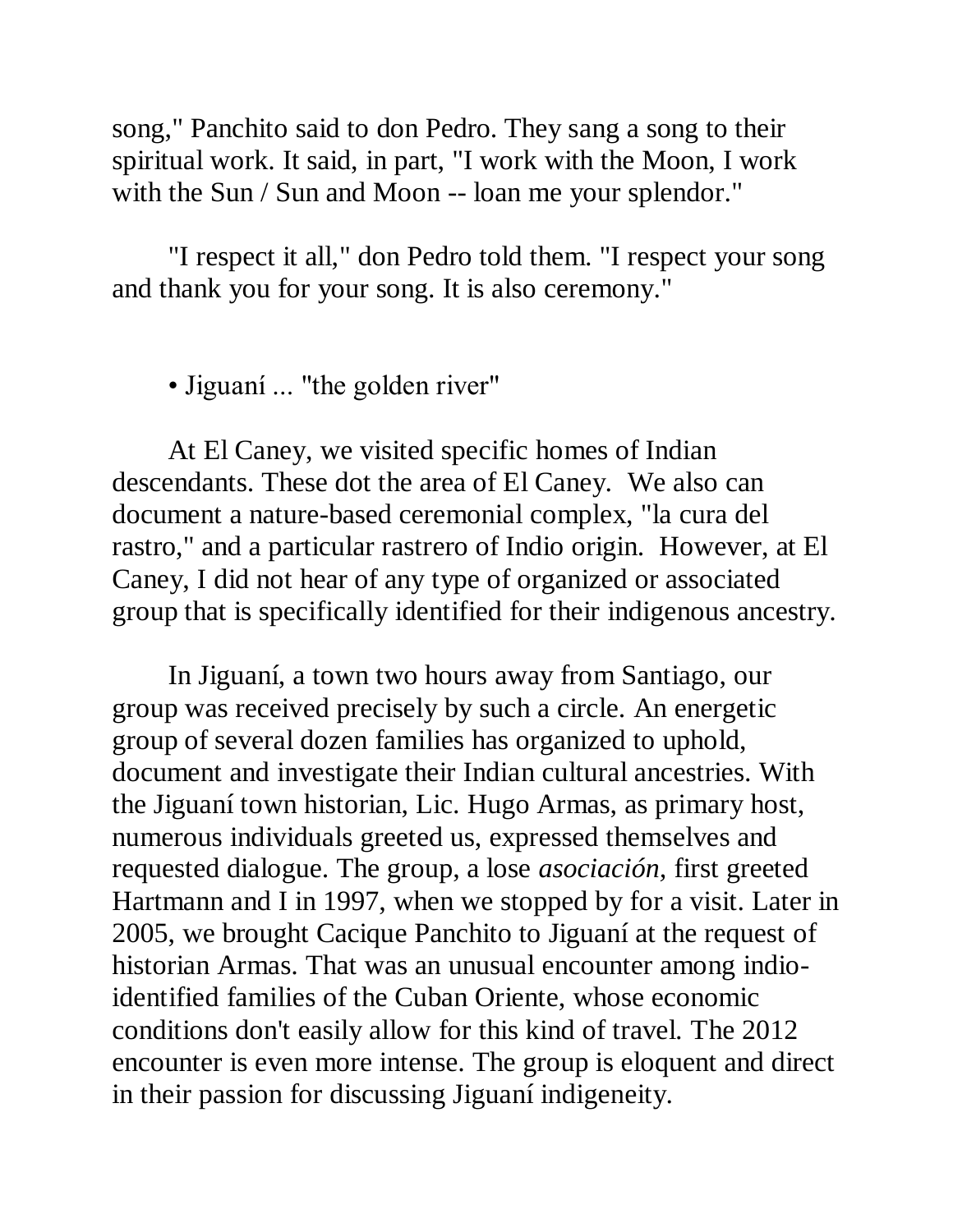song," Panchito said to don Pedro. They sang a song to their spiritual work. It said, in part, "I work with the Moon, I work with the Sun / Sun and Moon -- loan me your splendor."

"I respect it all," don Pedro told them. "I respect your song and thank you for your song. It is also ceremony."

• Jiguaní ... "the golden river"

At El Caney, we visited specific homes of Indian descendants. These dot the area of El Caney. We also can document a nature-based ceremonial complex, "la cura del rastro," and a particular rastrero of Indio origin. However, at El Caney, I did not hear of any type of organized or associated group that is specifically identified for their indigenous ancestry.

In Jiguaní, a town two hours away from Santiago, our group was received precisely by such a circle. An energetic group of several dozen families has organized to uphold, document and investigate their Indian cultural ancestries. With the Jiguaní town historian, Lic. Hugo Armas, as primary host, numerous individuals greeted us, expressed themselves and requested dialogue. The group, a lose *asociación,* first greeted Hartmann and I in 1997, when we stopped by for a visit. Later in 2005, we brought Cacique Panchito to Jiguaní at the request of historian Armas. That was an unusual encounter among indio-identified families of the Cuban Oriente, whose economic conditions don't easily allow for this kind of travel. The 2012 encounter is even more intense. The group is eloquent and direct in their passion for discussing Jiguaní indigeneity.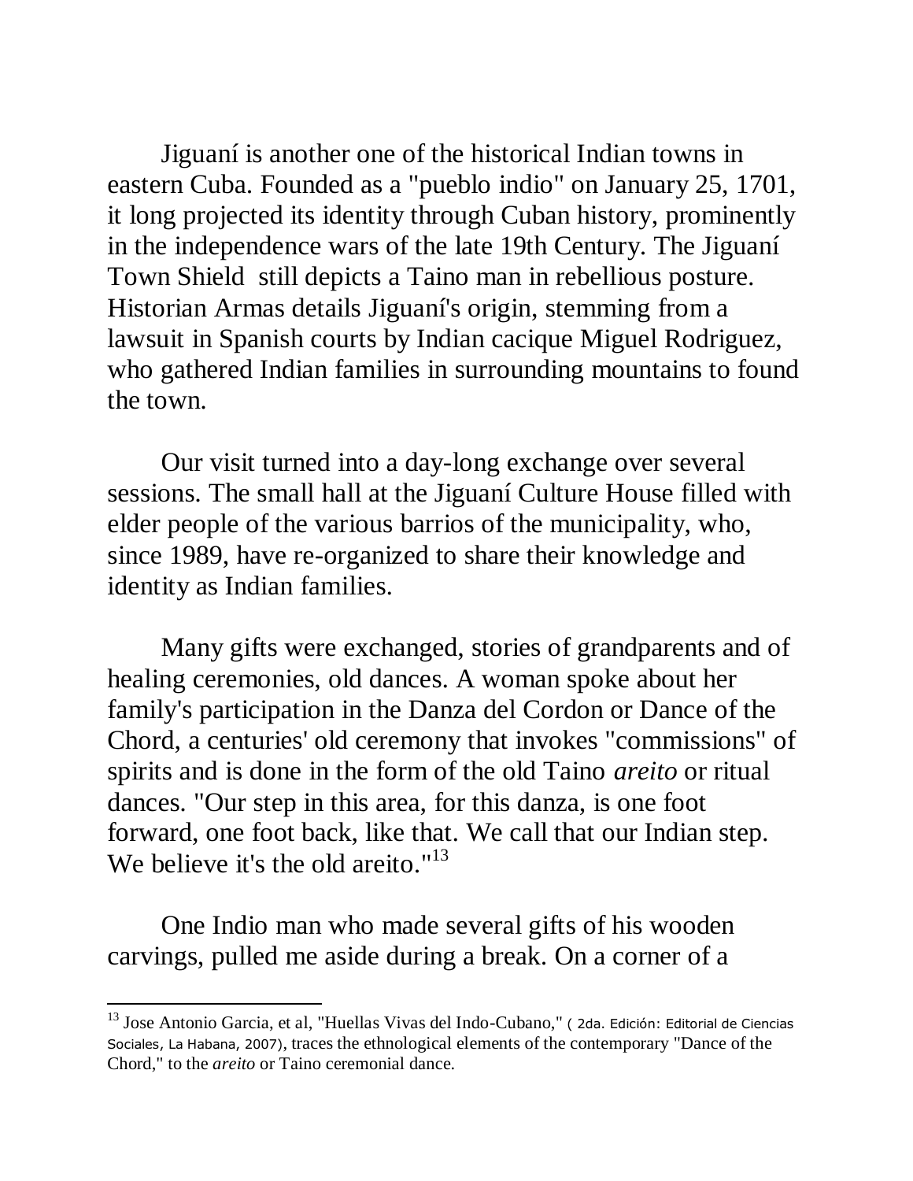Jiguaní is another one of the historical Indian towns in eastern Cuba. Founded as a "pueblo indio" on January 25, 1701, it long projected its identity through Cuban history, prominently in the independence wars of the late 19th Century. The Jiguaní Town Shield still depicts a Taino man in rebellious posture. Historian Armas details Jiguaní's origin, stemming from a lawsuit in Spanish courts by Indian cacique Miguel Rodriguez, who gathered Indian families in surrounding mountains to found the town.

Our visit turned into a day-long exchange over several sessions. The small hall at the Jiguaní Culture House filled with elder people of the various barrios of the municipality, who, since 1989, have re-organized to share their knowledge and identity as Indian families.

Many gifts were exchanged, stories of grandparents and of healing ceremonies, old dances. A woman spoke about her family's participation in the Danza del Cordon or Dance of the Chord, a centuries' old ceremony that invokes "commissions" of spirits and is done in the form of the old Taino *areito* or ritual dances. "Our step in this area, for this danza, is one foot forward, one foot back, like that. We call that our Indian step. We believe it's the old areito."[13]

One Indio man who made several gifts of his wooden carvings, pulled me aside during a break. On a corner of a

---

[13] Jose Antonio Garcia, et al, "Huellas Vivas del Indo-Cubano," ( 2da. Edición: Editorial de Ciencias Sociales, La Habana, 2007), traces the ethnological elements of the contemporary "Dance of the Chord," to the *areito* or Taino ceremonial dance.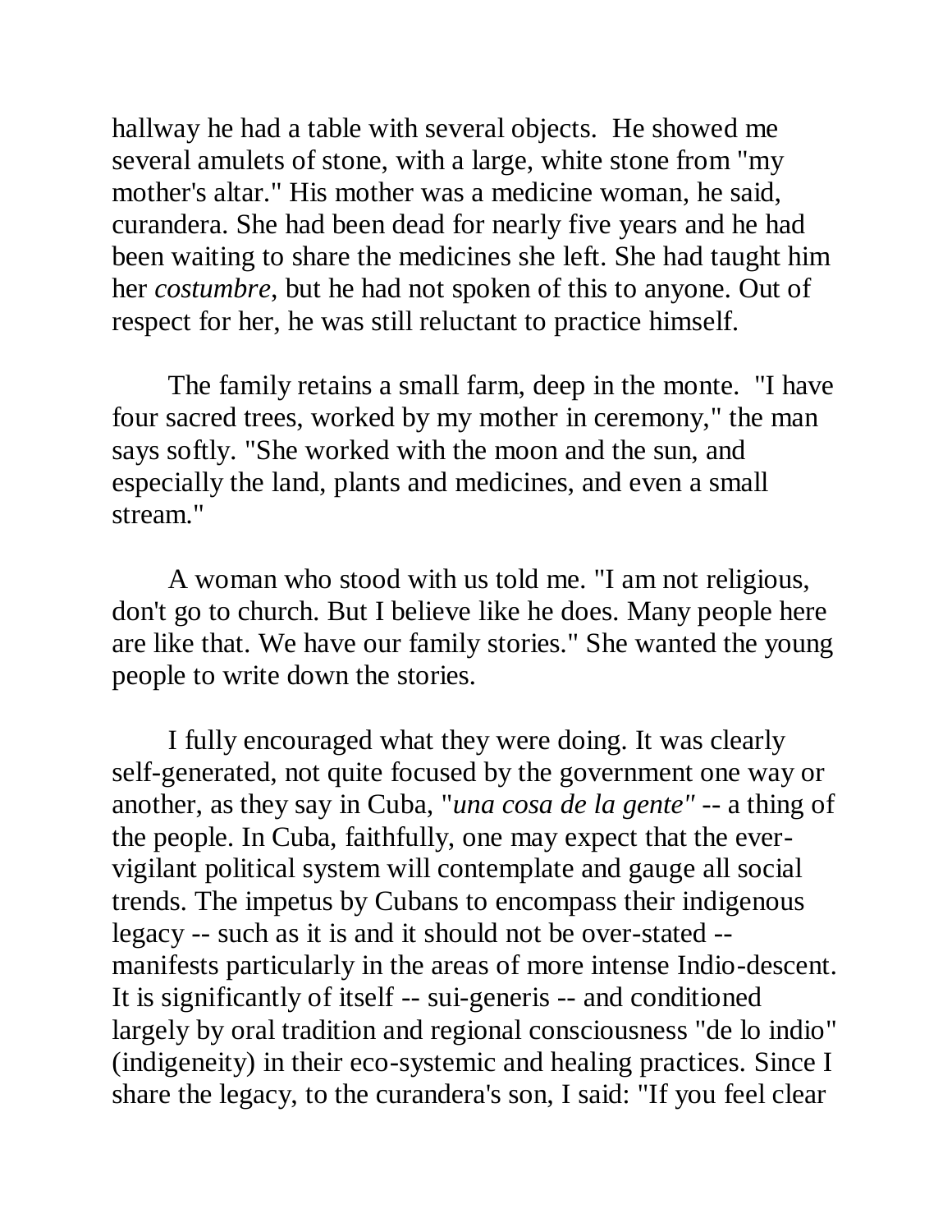hallway he had a table with several objects. He showed me several amulets of stone, with a large, white stone from "my mother's altar." His mother was a medicine woman, he said, curandera. She had been dead for nearly five years and he had been waiting to share the medicines she left. She had taught him her *costumbre*, but he had not spoken of this to anyone. Out of respect for her, he was still reluctant to practice himself.

The family retains a small farm, deep in the monte. "I have four sacred trees, worked by my mother in ceremony," the man says softly. "She worked with the moon and the sun, and especially the land, plants and medicines, and even a small stream."

A woman who stood with us told me. "I am not religious, don't go to church. But I believe like he does. Many people here are like that. We have our family stories." She wanted the young people to write down the stories.

I fully encouraged what they were doing. It was clearly self-generated, not quite focused by the government one way or another, as they say in Cuba, "*una cosa de la gente"* -- a thing of the people. In Cuba, faithfully, one may expect that the ever-vigilant political system will contemplate and gauge all social trends. The impetus by Cubans to encompass their indigenous legacy -- such as it is and it should not be over-stated -- manifests particularly in the areas of more intense Indio-descent. It is significantly of itself -- sui-generis -- and conditioned largely by oral tradition and regional consciousness "de lo indio" (indigeneity) in their eco-systemic and healing practices. Since I share the legacy, to the curandera's son, I said: "If you feel clear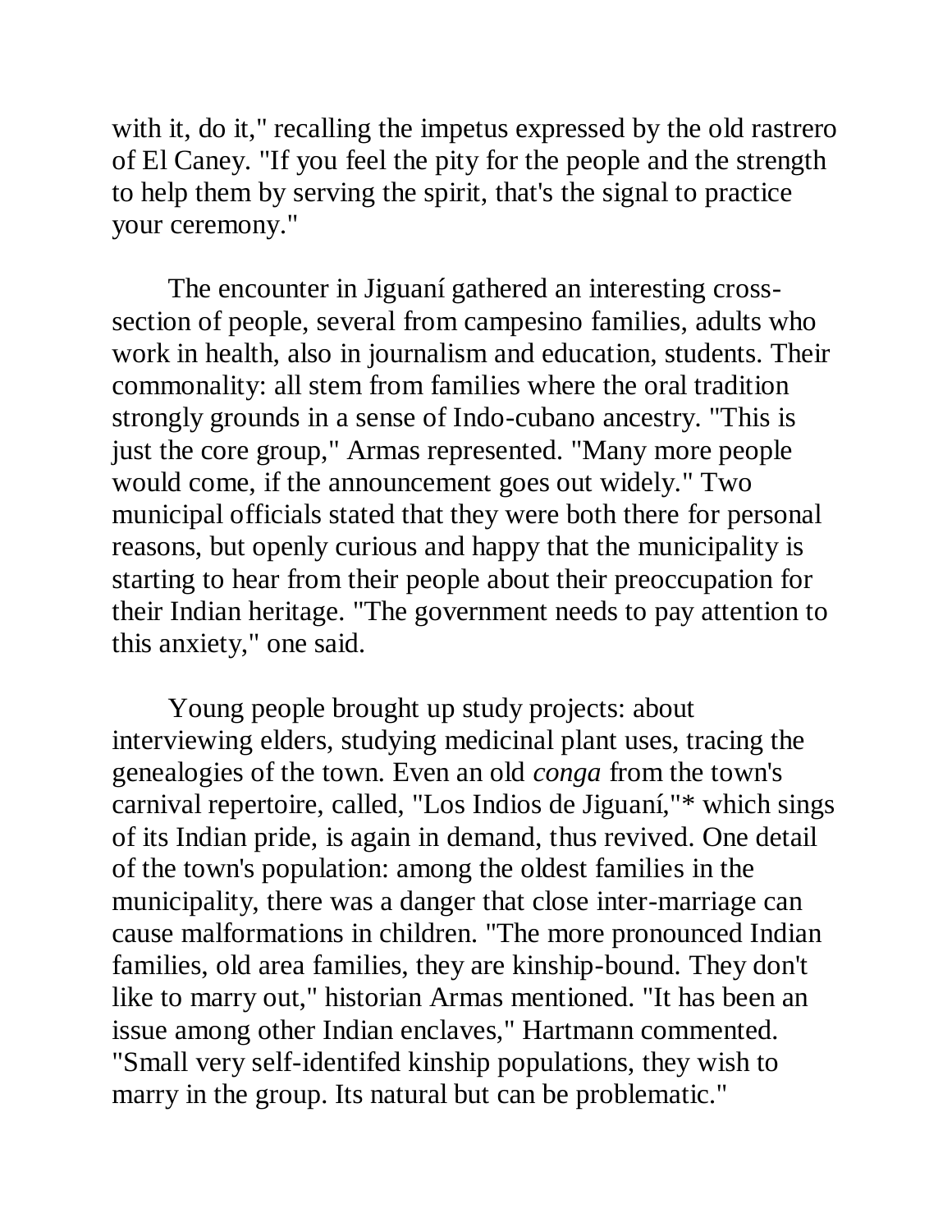with it, do it," recalling the impetus expressed by the old rastrero of El Caney. "If you feel the pity for the people and the strength to help them by serving the spirit, that's the signal to practice your ceremony."

The encounter in Jiguaní gathered an interesting cross-section of people, several from campesino families, adults who work in health, also in journalism and education, students. Their commonality: all stem from families where the oral tradition strongly grounds in a sense of Indo-cubano ancestry. "This is just the core group," Armas represented. "Many more people would come, if the announcement goes out widely." Two municipal officials stated that they were both there for personal reasons, but openly curious and happy that the municipality is starting to hear from their people about their preoccupation for their Indian heritage. "The government needs to pay attention to this anxiety," one said.

Young people brought up study projects: about interviewing elders, studying medicinal plant uses, tracing the genealogies of the town. Even an old *conga* from the town's carnival repertoire, called, "Los Indios de Jiguaní,"* which sings of its Indian pride, is again in demand, thus revived. One detail of the town's population: among the oldest families in the municipality, there was a danger that close inter-marriage can cause malformations in children. "The more pronounced Indian families, old area families, they are kinship-bound. They don't like to marry out," historian Armas mentioned. "It has been an issue among other Indian enclaves," Hartmann commented. "Small very self-identifed kinship populations, they wish to marry in the group. Its natural but can be problematic."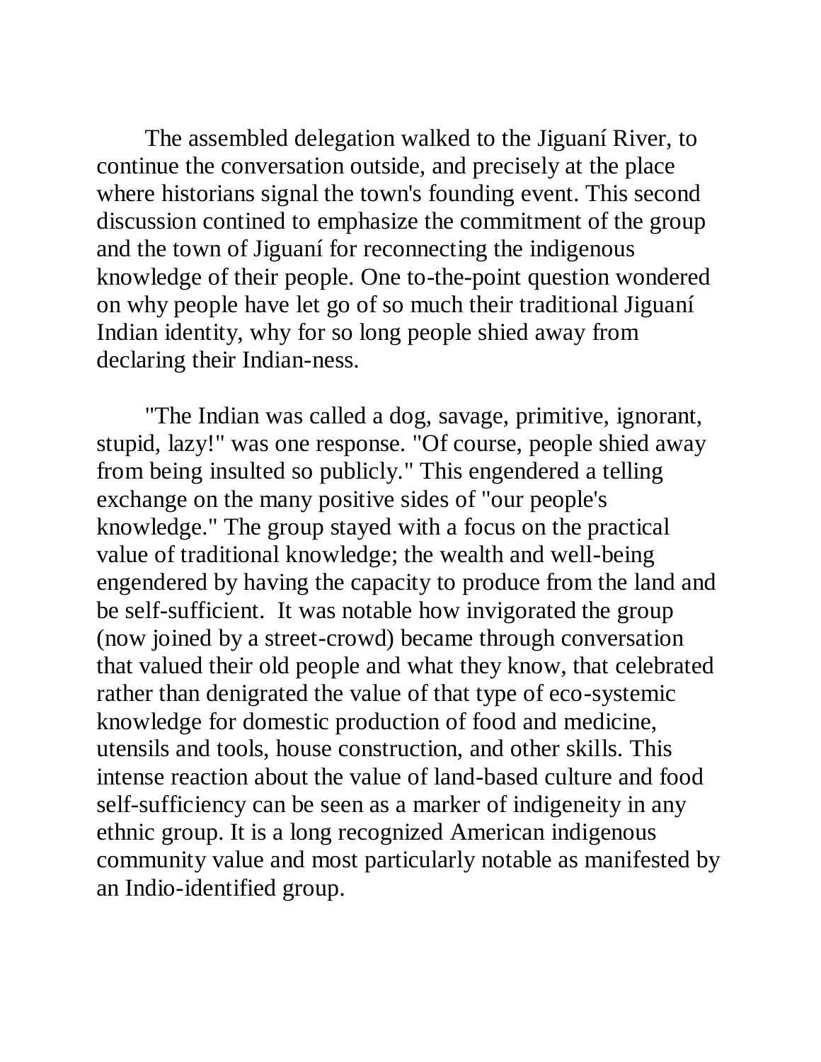The assembled delegation walked to the Jiguaní River, to continue the conversation outside, and precisely at the place where historians signal the town's founding event. This second discussion contined to emphasize the commitment of the group and the town of Jiguaní for reconnecting the indigenous knowledge of their people. One to-the-point question wondered on why people have let go of so much their traditional Jiguaní Indian identity, why for so long people shied away from declaring their Indian-ness.

"The Indian was called a dog, savage, primitive, ignorant, stupid, lazy!" was one response. "Of course, people shied away from being insulted so publicly." This engendered a telling exchange on the many positive sides of "our people's knowledge." The group stayed with a focus on the practical value of traditional knowledge; the wealth and well-being engendered by having the capacity to produce from the land and be self-sufficient. It was notable how invigorated the group (now joined by a street-crowd) became through conversation that valued their old people and what they know, that celebrated rather than denigrated the value of that type of eco-systemic knowledge for domestic production of food and medicine, utensils and tools, house construction, and other skills. This intense reaction about the value of land-based culture and food self-sufficiency can be seen as a marker of indigeneity in any ethnic group. It is a long recognized American indigenous community value and most particularly notable as manifested by an Indio-identified group.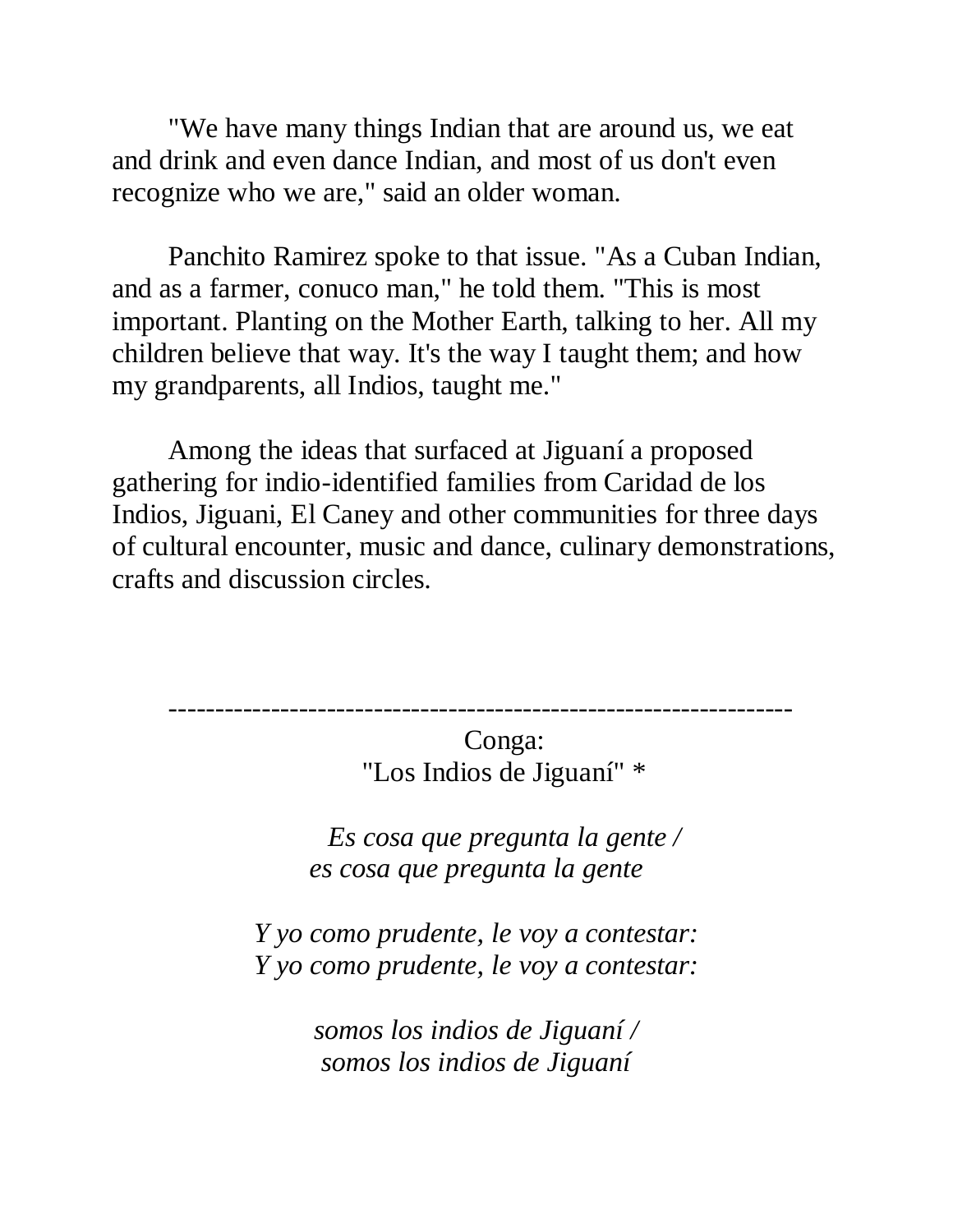"We have many things Indian that are around us, we eat and drink and even dance Indian, and most of us don't even recognize who we are," said an older woman.

Panchito Ramirez spoke to that issue. "As a Cuban Indian, and as a farmer, conuco man," he told them. "This is most important. Planting on the Mother Earth, talking to her. All my children believe that way. It's the way I taught them; and how my grandparents, all Indios, taught me."

Among the ideas that surfaced at Jiguaní a proposed gathering for indio-identified families from Caridad de los Indios, Jiguani, El Caney and other communities for three days of cultural encounter, music and dance, culinary demonstrations, crafts and discussion circles.

---

Conga:
"Los Indios de Jiguaní" *

*Es cosa que pregunta la gente /*
*es cosa que pregunta la gente*

*Y yo como prudente, le voy a contestar:*
*Y yo como prudente, le voy a contestar:*

*somos los indios de Jiguaní /*
*somos los indios de Jiguaní*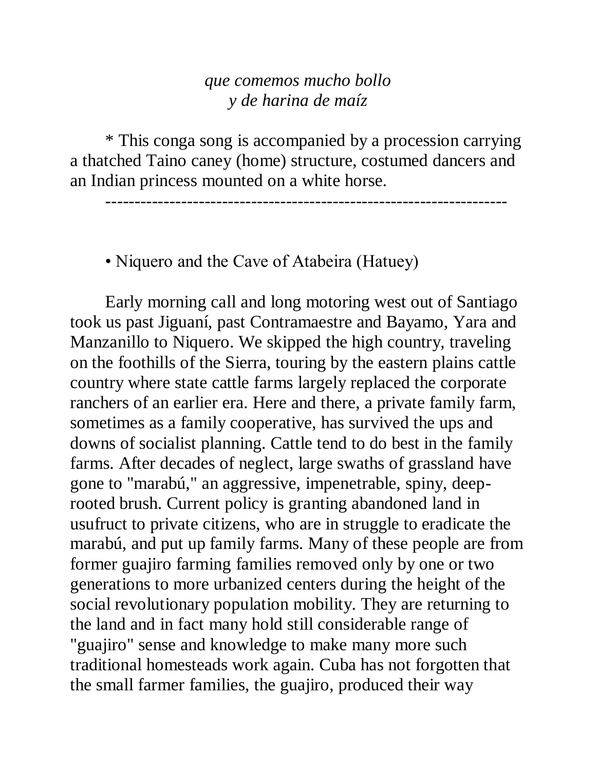*que comemos mucho bollo*  
*y de harina de maíz*

* This conga song is accompanied by a procession carrying a thatched Taino caney (home) structure, costumed dancers and an Indian princess mounted on a white horse.

---

• Niquero and the Cave of Atabeira (Hatuey)

Early morning call and long motoring west out of Santiago took us past Jiguaní, past Contramaestre and Bayamo, Yara and Manzanillo to Niquero. We skipped the high country, traveling on the foothills of the Sierra, touring by the eastern plains cattle country where state cattle farms largely replaced the corporate ranchers of an earlier era. Here and there, a private family farm, sometimes as a family cooperative, has survived the ups and downs of socialist planning. Cattle tend to do best in the family farms. After decades of neglect, large swaths of grassland have gone to "marabú," an aggressive, impenetrable, spiny, deep-rooted brush. Current policy is granting abandoned land in usufruct to private citizens, who are in struggle to eradicate the marabú, and put up family farms. Many of these people are from former guajiro farming families removed only by one or two generations to more urbanized centers during the height of the social revolutionary population mobility. They are returning to the land and in fact many hold still considerable range of "guajiro" sense and knowledge to make many more such traditional homesteads work again. Cuba has not forgotten that the small farmer families, the guajiro, produced their way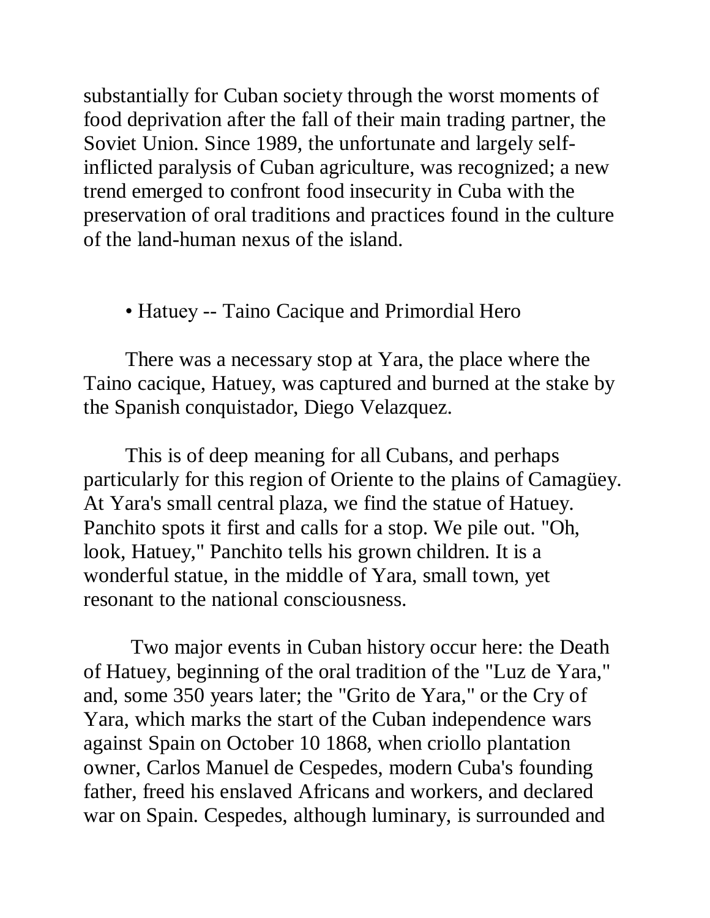substantially for Cuban society through the worst moments of food deprivation after the fall of their main trading partner, the Soviet Union. Since 1989, the unfortunate and largely self-inflicted paralysis of Cuban agriculture, was recognized; a new trend emerged to confront food insecurity in Cuba with the preservation of oral traditions and practices found in the culture of the land-human nexus of the island.

- Hatuey -- Taino Cacique and Primordial Hero

There was a necessary stop at Yara, the place where the Taino cacique, Hatuey, was captured and burned at the stake by the Spanish conquistador, Diego Velazquez.

This is of deep meaning for all Cubans, and perhaps particularly for this region of Oriente to the plains of Camagüey. At Yara's small central plaza, we find the statue of Hatuey. Panchito spots it first and calls for a stop. We pile out. "Oh, look, Hatuey," Panchito tells his grown children. It is a wonderful statue, in the middle of Yara, small town, yet resonant to the national consciousness.

Two major events in Cuban history occur here: the Death of Hatuey, beginning of the oral tradition of the "Luz de Yara," and, some 350 years later; the "Grito de Yara," or the Cry of Yara, which marks the start of the Cuban independence wars against Spain on October 10 1868, when criollo plantation owner, Carlos Manuel de Cespedes, modern Cuba's founding father, freed his enslaved Africans and workers, and declared war on Spain. Cespedes, although luminary, is surrounded and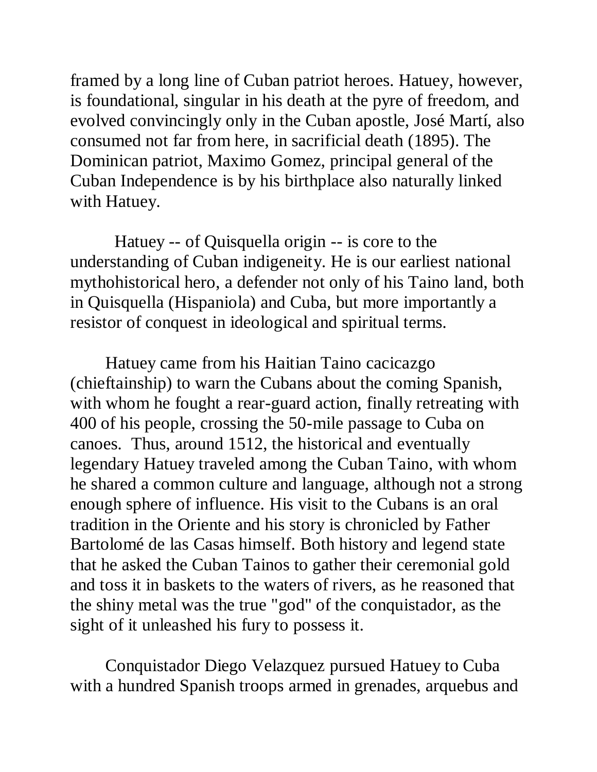framed by a long line of Cuban patriot heroes. Hatuey, however, is foundational, singular in his death at the pyre of freedom, and evolved convincingly only in the Cuban apostle, José Martí, also consumed not far from here, in sacrificial death (1895). The Dominican patriot, Maximo Gomez, principal general of the Cuban Independence is by his birthplace also naturally linked with Hatuey.

Hatuey -- of Quisquella origin -- is core to the understanding of Cuban indigeneity. He is our earliest national mythohistorical hero, a defender not only of his Taino land, both in Quisquella (Hispaniola) and Cuba, but more importantly a resistor of conquest in ideological and spiritual terms.

Hatuey came from his Haitian Taino cacicazgo (chieftainship) to warn the Cubans about the coming Spanish, with whom he fought a rear-guard action, finally retreating with 400 of his people, crossing the 50-mile passage to Cuba on canoes. Thus, around 1512, the historical and eventually legendary Hatuey traveled among the Cuban Taino, with whom he shared a common culture and language, although not a strong enough sphere of influence. His visit to the Cubans is an oral tradition in the Oriente and his story is chronicled by Father Bartolomé de las Casas himself. Both history and legend state that he asked the Cuban Tainos to gather their ceremonial gold and toss it in baskets to the waters of rivers, as he reasoned that the shiny metal was the true "god" of the conquistador, as the sight of it unleashed his fury to possess it.

Conquistador Diego Velazquez pursued Hatuey to Cuba with a hundred Spanish troops armed in grenades, arquebus and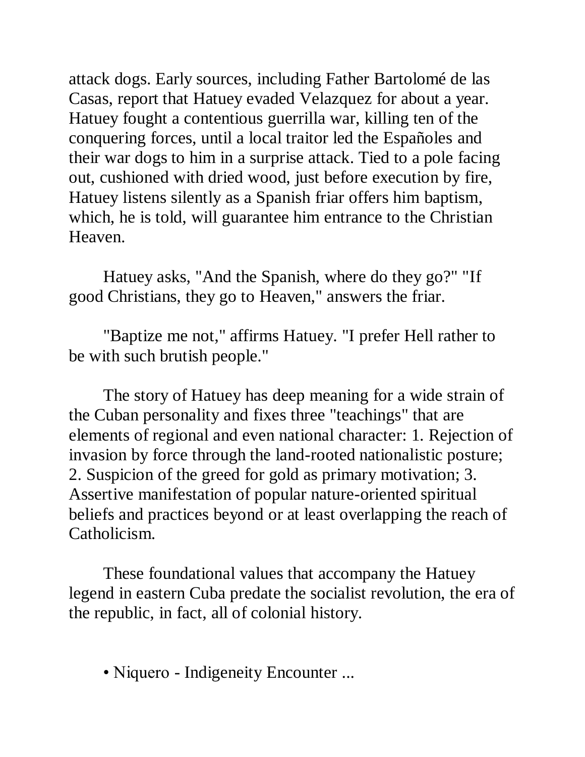attack dogs. Early sources, including Father Bartolomé de las Casas, report that Hatuey evaded Velazquez for about a year. Hatuey fought a contentious guerrilla war, killing ten of the conquering forces, until a local traitor led the Españoles and their war dogs to him in a surprise attack. Tied to a pole facing out, cushioned with dried wood, just before execution by fire, Hatuey listens silently as a Spanish friar offers him baptism, which, he is told, will guarantee him entrance to the Christian Heaven.

Hatuey asks, "And the Spanish, where do they go?" "If good Christians, they go to Heaven," answers the friar.

"Baptize me not," affirms Hatuey. "I prefer Hell rather to be with such brutish people."

The story of Hatuey has deep meaning for a wide strain of the Cuban personality and fixes three "teachings" that are elements of regional and even national character: 1. Rejection of invasion by force through the land-rooted nationalistic posture; 2. Suspicion of the greed for gold as primary motivation; 3. Assertive manifestation of popular nature-oriented spiritual beliefs and practices beyond or at least overlapping the reach of Catholicism.

These foundational values that accompany the Hatuey legend in eastern Cuba predate the socialist revolution, the era of the republic, in fact, all of colonial history.

• Niquero - Indigeneity Encounter ...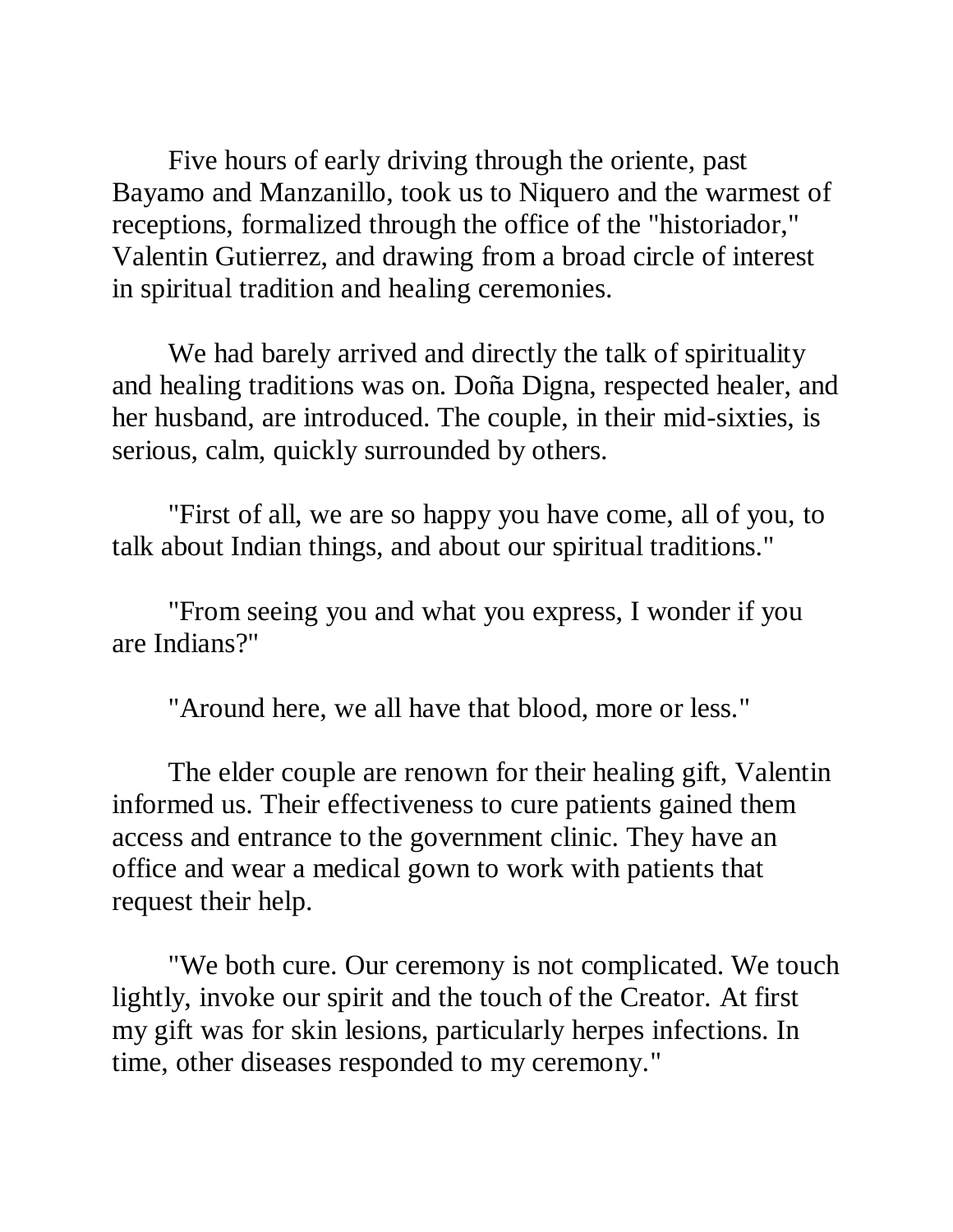Five hours of early driving through the oriente, past Bayamo and Manzanillo, took us to Niquero and the warmest of receptions, formalized through the office of the "historiador," Valentin Gutierrez, and drawing from a broad circle of interest in spiritual tradition and healing ceremonies.

We had barely arrived and directly the talk of spirituality and healing traditions was on. Doña Digna, respected healer, and her husband, are introduced. The couple, in their mid-sixties, is serious, calm, quickly surrounded by others.

"First of all, we are so happy you have come, all of you, to talk about Indian things, and about our spiritual traditions."

"From seeing you and what you express, I wonder if you are Indians?"

"Around here, we all have that blood, more or less."

The elder couple are renown for their healing gift, Valentin informed us. Their effectiveness to cure patients gained them access and entrance to the government clinic. They have an office and wear a medical gown to work with patients that request their help.

"We both cure. Our ceremony is not complicated. We touch lightly, invoke our spirit and the touch of the Creator. At first my gift was for skin lesions, particularly herpes infections. In time, other diseases responded to my ceremony."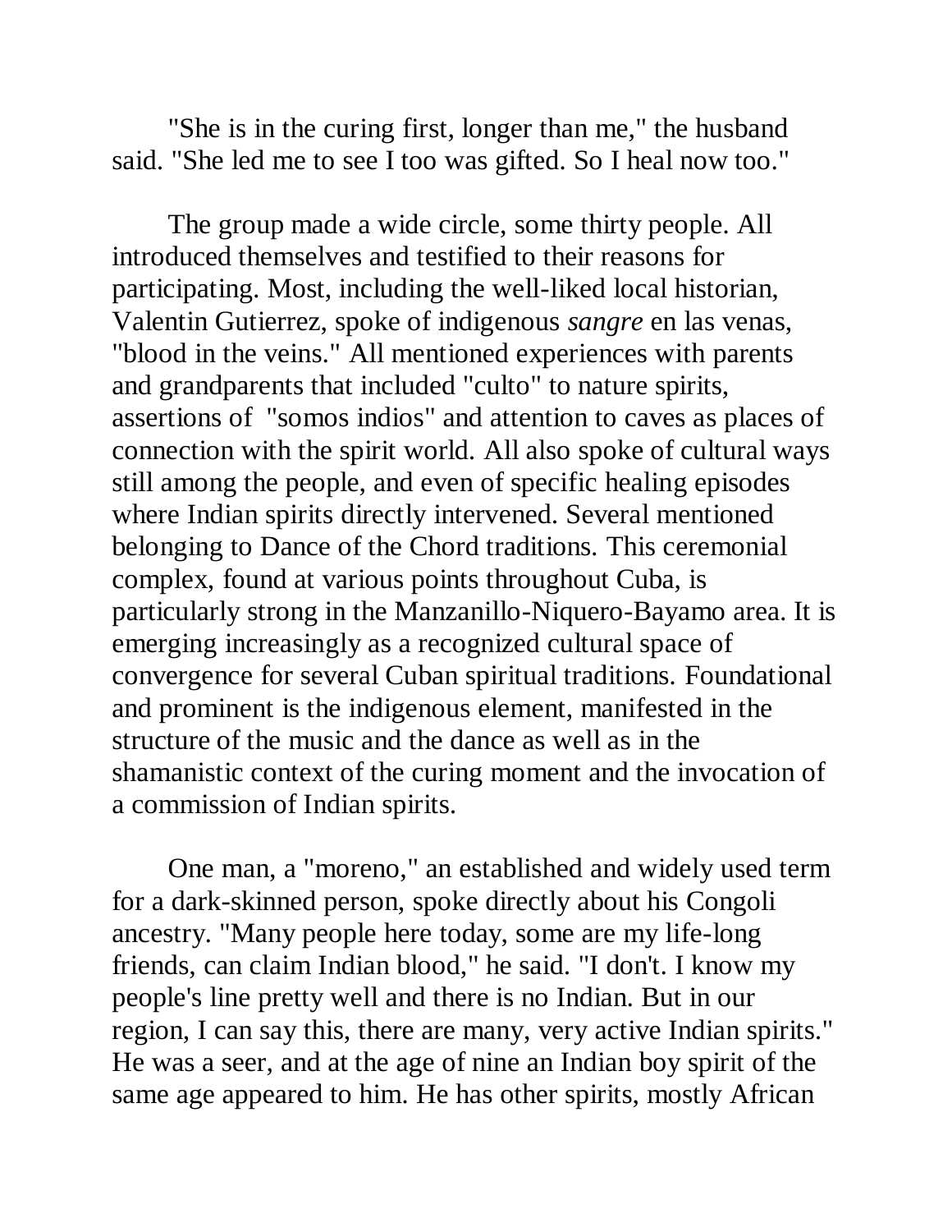"She is in the curing first, longer than me," the husband said. "She led me to see I too was gifted. So I heal now too."

The group made a wide circle, some thirty people. All introduced themselves and testified to their reasons for participating. Most, including the well-liked local historian, Valentin Gutierrez, spoke of indigenous *sangre* en las venas, "blood in the veins." All mentioned experiences with parents and grandparents that included "culto" to nature spirits, assertions of "somos indios" and attention to caves as places of connection with the spirit world. All also spoke of cultural ways still among the people, and even of specific healing episodes where Indian spirits directly intervened. Several mentioned belonging to Dance of the Chord traditions. This ceremonial complex, found at various points throughout Cuba, is particularly strong in the Manzanillo-Niquero-Bayamo area. It is emerging increasingly as a recognized cultural space of convergence for several Cuban spiritual traditions. Foundational and prominent is the indigenous element, manifested in the structure of the music and the dance as well as in the shamanistic context of the curing moment and the invocation of a commission of Indian spirits.

One man, a "moreno," an established and widely used term for a dark-skinned person, spoke directly about his Congoli ancestry. "Many people here today, some are my life-long friends, can claim Indian blood," he said. "I don't. I know my people's line pretty well and there is no Indian. But in our region, I can say this, there are many, very active Indian spirits." He was a seer, and at the age of nine an Indian boy spirit of the same age appeared to him. He has other spirits, mostly African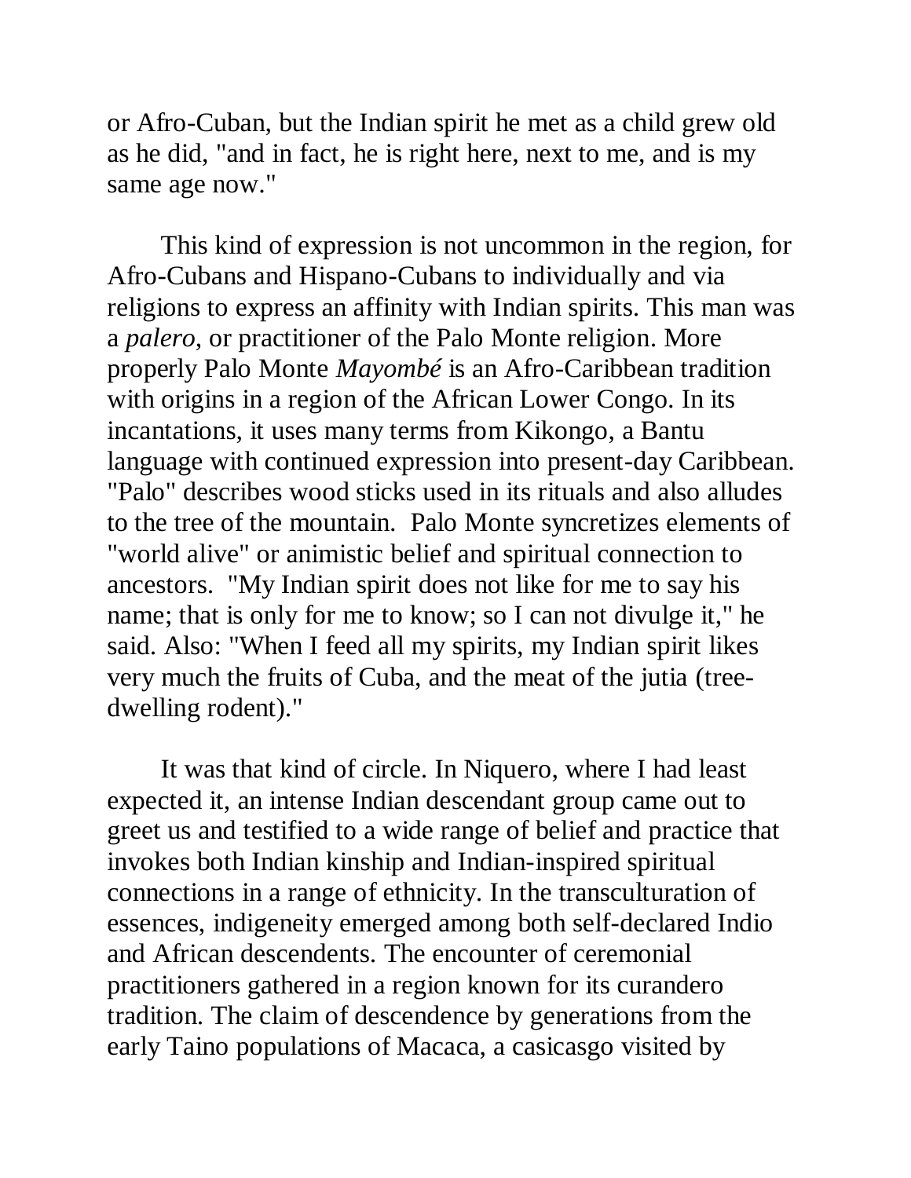or Afro-Cuban, but the Indian spirit he met as a child grew old as he did, "and in fact, he is right here, next to me, and is my same age now."

This kind of expression is not uncommon in the region, for Afro-Cubans and Hispano-Cubans to individually and via religions to express an affinity with Indian spirits. This man was a *palero*, or practitioner of the Palo Monte religion. More properly Palo Monte *Mayombé* is an Afro-Caribbean tradition with origins in a region of the African Lower Congo. In its incantations, it uses many terms from Kikongo, a Bantu language with continued expression into present-day Caribbean. "Palo" describes wood sticks used in its rituals and also alludes to the tree of the mountain. Palo Monte syncretizes elements of "world alive" or animistic belief and spiritual connection to ancestors. "My Indian spirit does not like for me to say his name; that is only for me to know; so I can not divulge it," he said. Also: "When I feed all my spirits, my Indian spirit likes very much the fruits of Cuba, and the meat of the jutia (tree-dwelling rodent)."

It was that kind of circle. In Niquero, where I had least expected it, an intense Indian descendant group came out to greet us and testified to a wide range of belief and practice that invokes both Indian kinship and Indian-inspired spiritual connections in a range of ethnicity. In the transculturation of essences, indigeneity emerged among both self-declared Indio and African descendents. The encounter of ceremonial practitioners gathered in a region known for its curandero tradition. The claim of descendence by generations from the early Taino populations of Macaca, a casicasgo visited by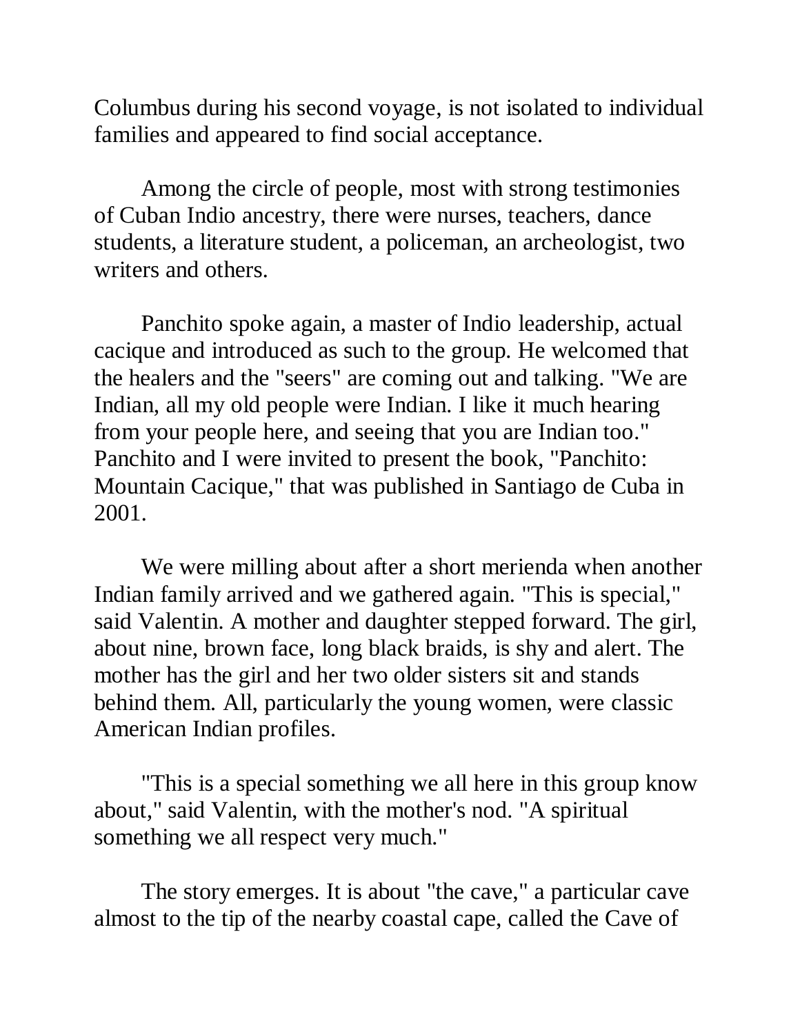Columbus during his second voyage, is not isolated to individual families and appeared to find social acceptance.

Among the circle of people, most with strong testimonies of Cuban Indio ancestry, there were nurses, teachers, dance students, a literature student, a policeman, an archeologist, two writers and others.

Panchito spoke again, a master of Indio leadership, actual cacique and introduced as such to the group. He welcomed that the healers and the "seers" are coming out and talking. "We are Indian, all my old people were Indian. I like it much hearing from your people here, and seeing that you are Indian too." Panchito and I were invited to present the book, "Panchito: Mountain Cacique," that was published in Santiago de Cuba in 2001.

We were milling about after a short merienda when another Indian family arrived and we gathered again. "This is special," said Valentin. A mother and daughter stepped forward. The girl, about nine, brown face, long black braids, is shy and alert. The mother has the girl and her two older sisters sit and stands behind them. All, particularly the young women, were classic American Indian profiles.

"This is a special something we all here in this group know about," said Valentin, with the mother's nod. "A spiritual something we all respect very much."

The story emerges. It is about "the cave," a particular cave almost to the tip of the nearby coastal cape, called the Cave of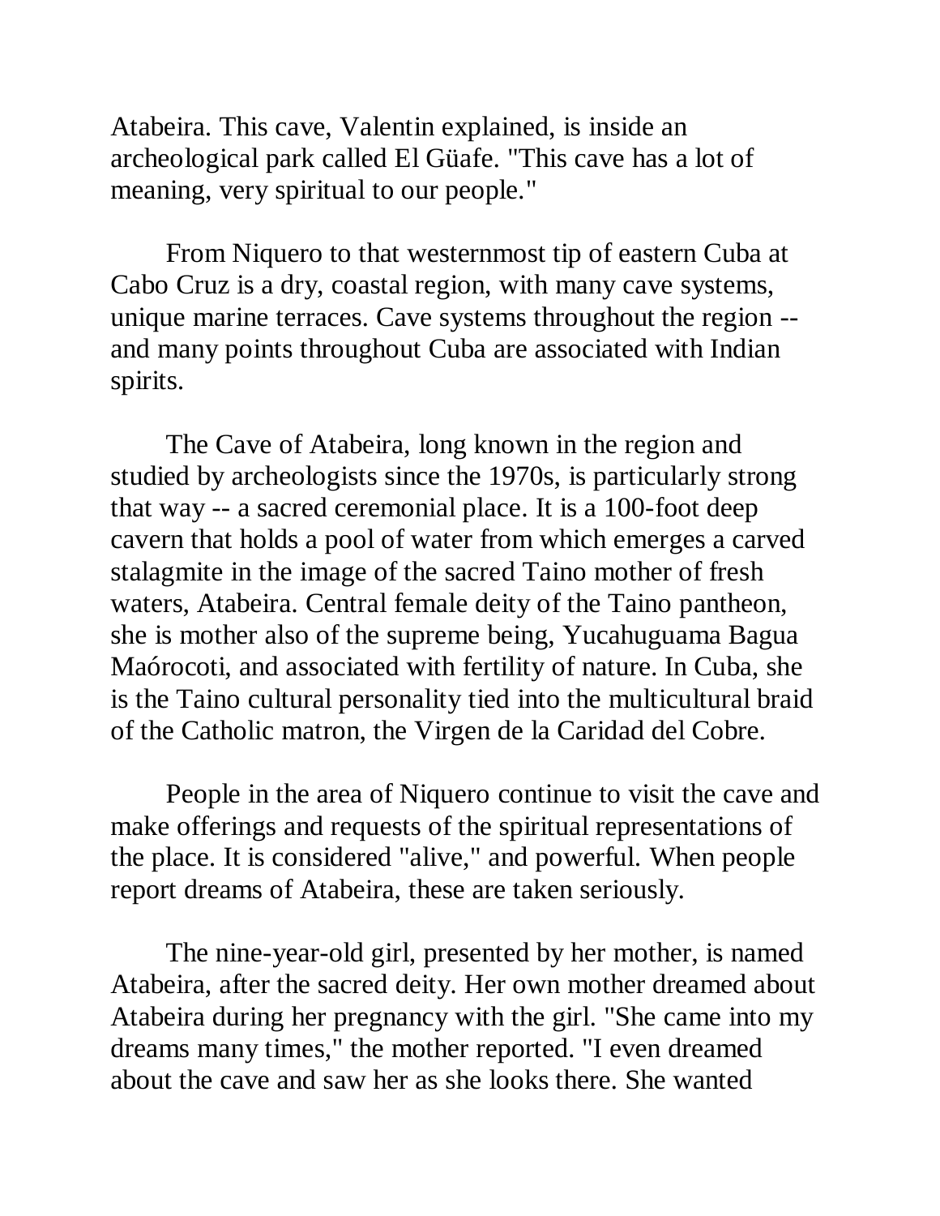Atabeira. This cave, Valentin explained, is inside an archeological park called El Güafe. "This cave has a lot of meaning, very spiritual to our people."

From Niquero to that westernmost tip of eastern Cuba at Cabo Cruz is a dry, coastal region, with many cave systems, unique marine terraces. Cave systems throughout the region -- and many points throughout Cuba are associated with Indian spirits.

The Cave of Atabeira, long known in the region and studied by archeologists since the 1970s, is particularly strong that way -- a sacred ceremonial place. It is a 100-foot deep cavern that holds a pool of water from which emerges a carved stalagmite in the image of the sacred Taino mother of fresh waters, Atabeira. Central female deity of the Taino pantheon, she is mother also of the supreme being, Yucahuguama Bagua Maórocoti, and associated with fertility of nature. In Cuba, she is the Taino cultural personality tied into the multicultural braid of the Catholic matron, the Virgen de la Caridad del Cobre.

People in the area of Niquero continue to visit the cave and make offerings and requests of the spiritual representations of the place. It is considered "alive," and powerful. When people report dreams of Atabeira, these are taken seriously.

The nine-year-old girl, presented by her mother, is named Atabeira, after the sacred deity. Her own mother dreamed about Atabeira during her pregnancy with the girl. "She came into my dreams many times," the mother reported. "I even dreamed about the cave and saw her as she looks there. She wanted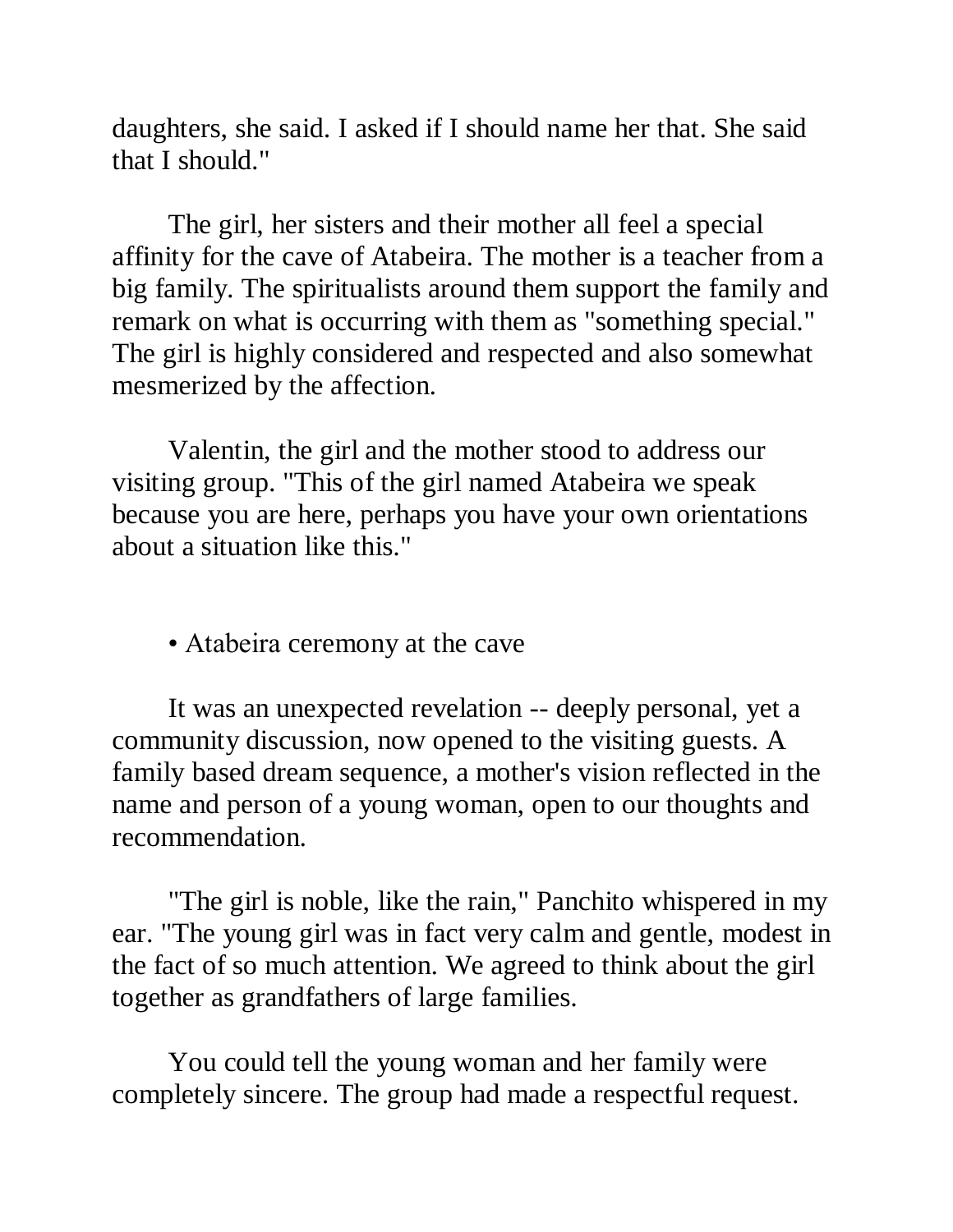daughters, she said. I asked if I should name her that. She said that I should."

The girl, her sisters and their mother all feel a special affinity for the cave of Atabeira. The mother is a teacher from a big family. The spiritualists around them support the family and remark on what is occurring with them as "something special." The girl is highly considered and respected and also somewhat mesmerized by the affection.

Valentin, the girl and the mother stood to address our visiting group. "This of the girl named Atabeira we speak because you are here, perhaps you have your own orientations about a situation like this."

- Atabeira ceremony at the cave

It was an unexpected revelation -- deeply personal, yet a community discussion, now opened to the visiting guests. A family based dream sequence, a mother's vision reflected in the name and person of a young woman, open to our thoughts and recommendation.

"The girl is noble, like the rain," Panchito whispered in my ear. "The young girl was in fact very calm and gentle, modest in the fact of so much attention. We agreed to think about the girl together as grandfathers of large families.

You could tell the young woman and her family were completely sincere. The group had made a respectful request.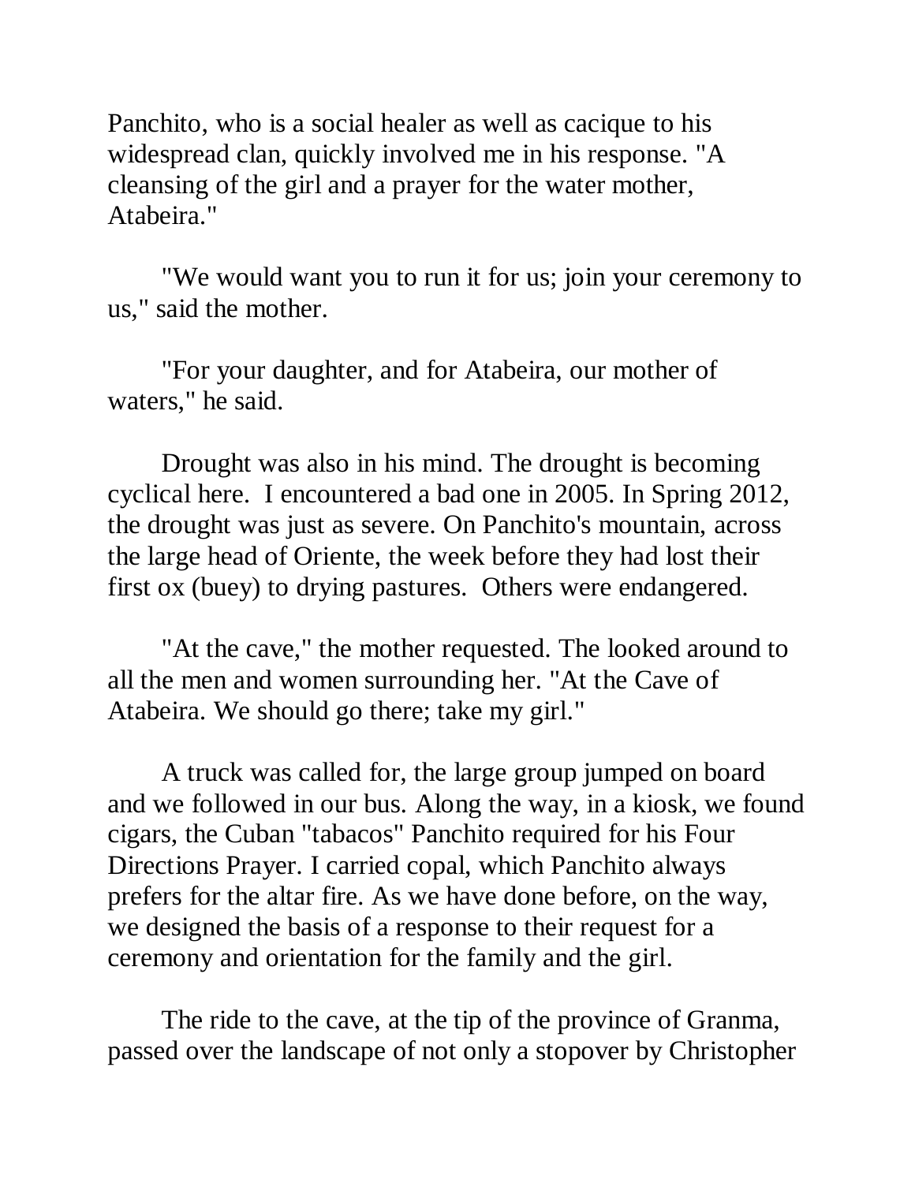Panchito, who is a social healer as well as cacique to his widespread clan, quickly involved me in his response. "A cleansing of the girl and a prayer for the water mother, Atabeira."

"We would want you to run it for us; join your ceremony to us," said the mother.

"For your daughter, and for Atabeira, our mother of waters," he said.

Drought was also in his mind. The drought is becoming cyclical here. I encountered a bad one in 2005. In Spring 2012, the drought was just as severe. On Panchito's mountain, across the large head of Oriente, the week before they had lost their first ox (buey) to drying pastures. Others were endangered.

"At the cave," the mother requested. The looked around to all the men and women surrounding her. "At the Cave of Atabeira. We should go there; take my girl."

A truck was called for, the large group jumped on board and we followed in our bus. Along the way, in a kiosk, we found cigars, the Cuban "tabacos" Panchito required for his Four Directions Prayer. I carried copal, which Panchito always prefers for the altar fire. As we have done before, on the way, we designed the basis of a response to their request for a ceremony and orientation for the family and the girl.

The ride to the cave, at the tip of the province of Granma, passed over the landscape of not only a stopover by Christopher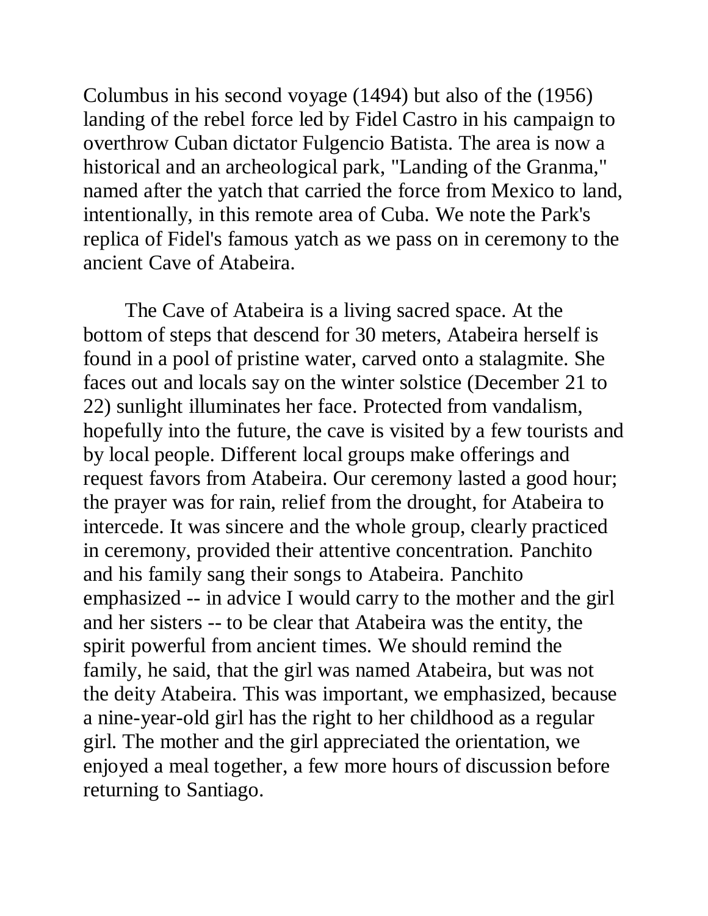Columbus in his second voyage (1494) but also of the (1956) landing of the rebel force led by Fidel Castro in his campaign to overthrow Cuban dictator Fulgencio Batista. The area is now a historical and an archeological park, "Landing of the Granma," named after the yatch that carried the force from Mexico to land, intentionally, in this remote area of Cuba. We note the Park's replica of Fidel's famous yatch as we pass on in ceremony to the ancient Cave of Atabeira.

The Cave of Atabeira is a living sacred space. At the bottom of steps that descend for 30 meters, Atabeira herself is found in a pool of pristine water, carved onto a stalagmite. She faces out and locals say on the winter solstice (December 21 to 22) sunlight illuminates her face. Protected from vandalism, hopefully into the future, the cave is visited by a few tourists and by local people. Different local groups make offerings and request favors from Atabeira. Our ceremony lasted a good hour; the prayer was for rain, relief from the drought, for Atabeira to intercede. It was sincere and the whole group, clearly practiced in ceremony, provided their attentive concentration. Panchito and his family sang their songs to Atabeira. Panchito emphasized -- in advice I would carry to the mother and the girl and her sisters -- to be clear that Atabeira was the entity, the spirit powerful from ancient times. We should remind the family, he said, that the girl was named Atabeira, but was not the deity Atabeira. This was important, we emphasized, because a nine-year-old girl has the right to her childhood as a regular girl. The mother and the girl appreciated the orientation, we enjoyed a meal together, a few more hours of discussion before returning to Santiago.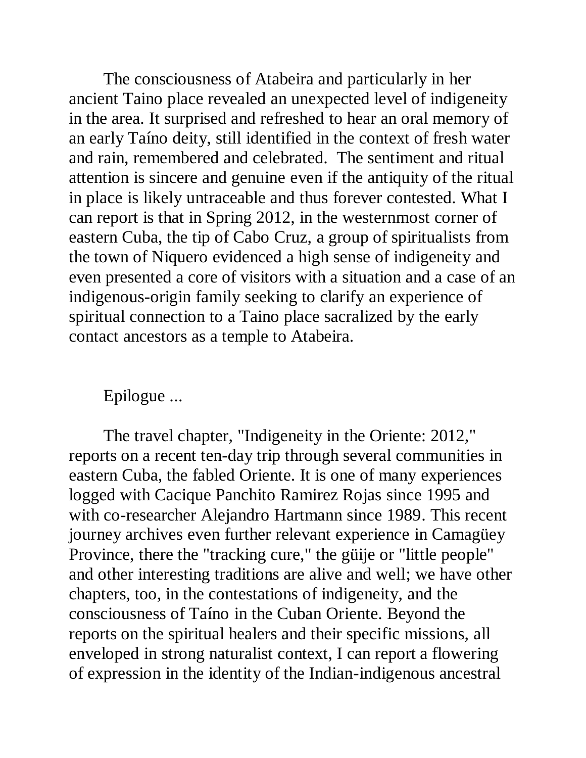The consciousness of Atabeira and particularly in her ancient Taino place revealed an unexpected level of indigeneity in the area. It surprised and refreshed to hear an oral memory of an early Taíno deity, still identified in the context of fresh water and rain, remembered and celebrated. The sentiment and ritual attention is sincere and genuine even if the antiquity of the ritual in place is likely untraceable and thus forever contested. What I can report is that in Spring 2012, in the westernmost corner of eastern Cuba, the tip of Cabo Cruz, a group of spiritualists from the town of Niquero evidenced a high sense of indigeneity and even presented a core of visitors with a situation and a case of an indigenous-origin family seeking to clarify an experience of spiritual connection to a Taino place sacralized by the early contact ancestors as a temple to Atabeira.

Epilogue ...

The travel chapter, "Indigeneity in the Oriente: 2012," reports on a recent ten-day trip through several communities in eastern Cuba, the fabled Oriente. It is one of many experiences logged with Cacique Panchito Ramirez Rojas since 1995 and with co-researcher Alejandro Hartmann since 1989. This recent journey archives even further relevant experience in Camagüey Province, there the "tracking cure," the güije or "little people" and other interesting traditions are alive and well; we have other chapters, too, in the contestations of indigeneity, and the consciousness of Taíno in the Cuban Oriente. Beyond the reports on the spiritual healers and their specific missions, all enveloped in strong naturalist context, I can report a flowering of expression in the identity of the Indian-indigenous ancestral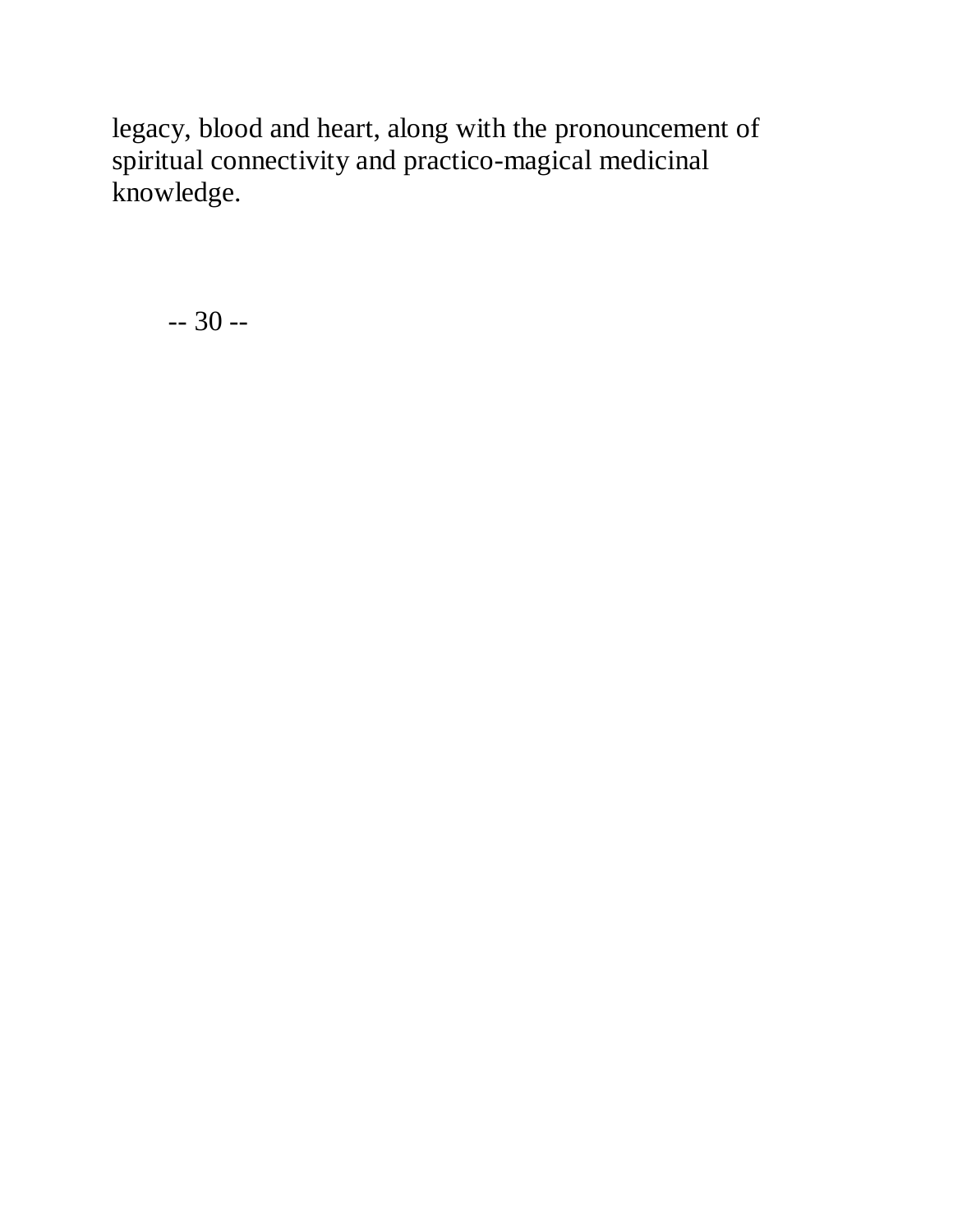legacy, blood and heart, along with the pronouncement of spiritual connectivity and practico-magical medicinal knowledge.

-- 30 --